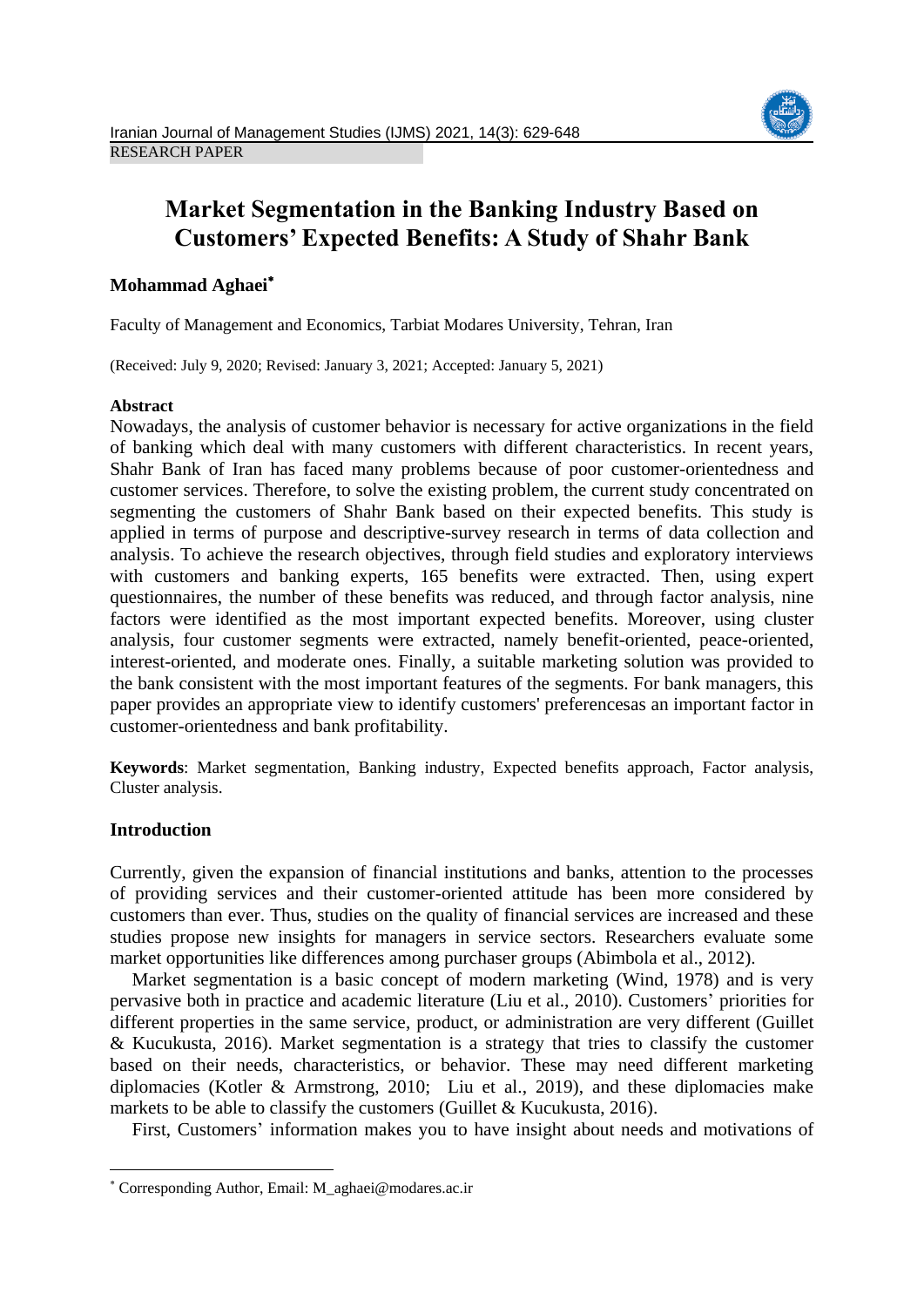RESEARCH PAPER

# Market Segmentation in the Banking Industry Based on Customers' Expected Benefits: A Study of Shahr Bank

**Mohammad Aghaei***

Faculty of Management and Economics, Tarbiat Modares University, Tehran, Iran

(Received: July 9, 2020; Revised: January 3, 2021; Accepted: January 5, 2021)

**Abstract**

Nowadays, the analysis of customer behavior is necessary for active organizations in the field of banking which deal with many customers with different characteristics. In recent years, Shahr Bank of Iran has faced many problems because of poor customer-orientedness and customer services. Therefore, to solve the existing problem, the current study concentrated on segmenting the customers of Shahr Bank based on their expected benefits. This study is applied in terms of purpose and descriptive-survey research in terms of data collection and analysis. To achieve the research objectives, through field studies and exploratory interviews with customers and banking experts, 165 benefits were extracted. Then, using expert questionnaires, the number of these benefits was reduced, and through factor analysis, nine factors were identified as the most important expected benefits. Moreover, using cluster analysis, four customer segments were extracted, namely benefit-oriented, peace-oriented, interest-oriented, and moderate ones. Finally, a suitable marketing solution was provided to the bank consistent with the most important features of the segments. For bank managers, this paper provides an appropriate view to identify customers' preferencesas an important factor in customer-orientedness and bank profitability.

**Keywords**: Market segmentation, Banking industry, Expected benefits approach, Factor analysis, Cluster analysis.

## Introduction

Currently, given the expansion of financial institutions and banks, attention to the processes of providing services and their customer-oriented attitude has been more considered by customers than ever. Thus, studies on the quality of financial services are increased and these studies propose new insights for managers in service sectors. Researchers evaluate some market opportunities like differences among purchaser groups (Abimbola et al., 2012).

Market segmentation is a basic concept of modern marketing (Wind, 1978) and is very pervasive both in practice and academic literature (Liu et al., 2010). Customers' priorities for different properties in the same service, product, or administration are very different (Guillet & Kucukusta, 2016). Market segmentation is a strategy that tries to classify the customer based on their needs, characteristics, or behavior. These may need different marketing diplomacies (Kotler & Armstrong, 2010; Liu et al., 2019), and these diplomacies make markets to be able to classify the customers (Guillet & Kucukusta, 2016).

First, Customers' information makes you to have insight about needs and motivations of

---

* Corresponding Author, Email: M_aghaei@modares.ac.ir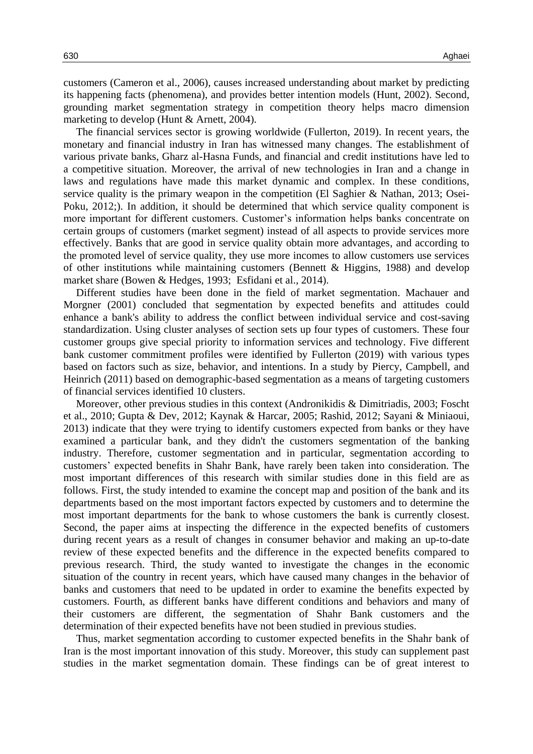customers (Cameron et al., 2006), causes increased understanding about market by predicting its happening facts (phenomena), and provides better intention models (Hunt, 2002). Second, grounding market segmentation strategy in competition theory helps macro dimension marketing to develop (Hunt & Arnett, 2004).

The financial services sector is growing worldwide (Fullerton, 2019). In recent years, the monetary and financial industry in Iran has witnessed many changes. The establishment of various private banks, Gharz al-Hasna Funds, and financial and credit institutions have led to a competitive situation. Moreover, the arrival of new technologies in Iran and a change in laws and regulations have made this market dynamic and complex. In these conditions, service quality is the primary weapon in the competition (El Saghier & Nathan, 2013; Osei-Poku, 2012;). In addition, it should be determined that which service quality component is more important for different customers. Customer's information helps banks concentrate on certain groups of customers (market segment) instead of all aspects to provide services more effectively. Banks that are good in service quality obtain more advantages, and according to the promoted level of service quality, they use more incomes to allow customers use services of other institutions while maintaining customers (Bennett & Higgins, 1988) and develop market share (Bowen & Hedges, 1993; Esfidani et al., 2014).

Different studies have been done in the field of market segmentation. Machauer and Morgner (2001) concluded that segmentation by expected benefits and attitudes could enhance a bank's ability to address the conflict between individual service and cost-saving standardization. Using cluster analyses of section sets up four types of customers. These four customer groups give special priority to information services and technology. Five different bank customer commitment profiles were identified by Fullerton (2019) with various types based on factors such as size, behavior, and intentions. In a study by Piercy, Campbell, and Heinrich (2011) based on demographic-based segmentation as a means of targeting customers of financial services identified 10 clusters.

Moreover, other previous studies in this context (Andronikidis & Dimitriadis, 2003; Foscht et al., 2010; Gupta & Dev, 2012; Kaynak & Harcar, 2005; Rashid, 2012; Sayani & Miniaoui, 2013) indicate that they were trying to identify customers expected from banks or they have examined a particular bank, and they didn't the customers segmentation of the banking industry. Therefore, customer segmentation and in particular, segmentation according to customers' expected benefits in Shahr Bank, have rarely been taken into consideration. The most important differences of this research with similar studies done in this field are as follows. First, the study intended to examine the concept map and position of the bank and its departments based on the most important factors expected by customers and to determine the most important departments for the bank to whose customers the bank is currently closest. Second, the paper aims at inspecting the difference in the expected benefits of customers during recent years as a result of changes in consumer behavior and making an up-to-date review of these expected benefits and the difference in the expected benefits compared to previous research. Third, the study wanted to investigate the changes in the economic situation of the country in recent years, which have caused many changes in the behavior of banks and customers that need to be updated in order to examine the benefits expected by customers. Fourth, as different banks have different conditions and behaviors and many of their customers are different, the segmentation of Shahr Bank customers and the determination of their expected benefits have not been studied in previous studies.

Thus, market segmentation according to customer expected benefits in the Shahr bank of Iran is the most important innovation of this study. Moreover, this study can supplement past studies in the market segmentation domain. These findings can be of great interest to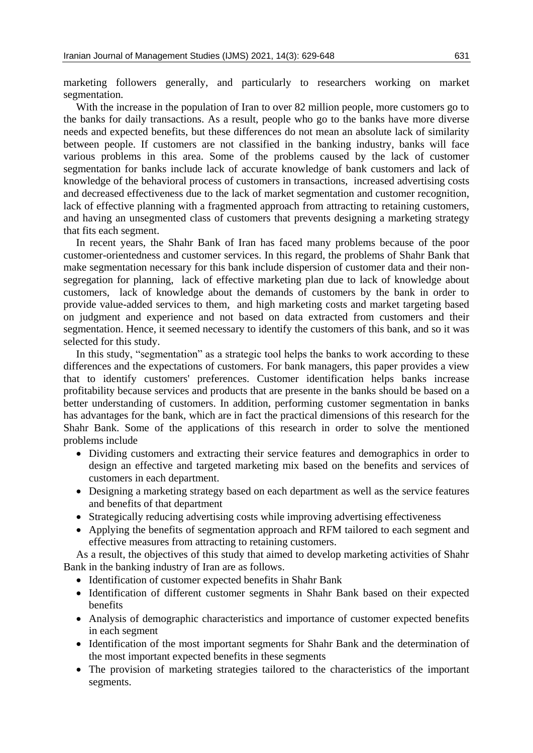marketing followers generally, and particularly to researchers working on market segmentation.

With the increase in the population of Iran to over 82 million people, more customers go to the banks for daily transactions. As a result, people who go to the banks have more diverse needs and expected benefits, but these differences do not mean an absolute lack of similarity between people. If customers are not classified in the banking industry, banks will face various problems in this area. Some of the problems caused by the lack of customer segmentation for banks include lack of accurate knowledge of bank customers and lack of knowledge of the behavioral process of customers in transactions, increased advertising costs and decreased effectiveness due to the lack of market segmentation and customer recognition, lack of effective planning with a fragmented approach from attracting to retaining customers, and having an unsegmented class of customers that prevents designing a marketing strategy that fits each segment.

In recent years, the Shahr Bank of Iran has faced many problems because of the poor customer-orientedness and customer services. In this regard, the problems of Shahr Bank that make segmentation necessary for this bank include dispersion of customer data and their non-segregation for planning, lack of effective marketing plan due to lack of knowledge about customers, lack of knowledge about the demands of customers by the bank in order to provide value-added services to them, and high marketing costs and market targeting based on judgment and experience and not based on data extracted from customers and their segmentation. Hence, it seemed necessary to identify the customers of this bank, and so it was selected for this study.

In this study, "segmentation" as a strategic tool helps the banks to work according to these differences and the expectations of customers. For bank managers, this paper provides a view that to identify customers' preferences. Customer identification helps banks increase profitability because services and products that are presente in the banks should be based on a better understanding of customers. In addition, performing customer segmentation in banks has advantages for the bank, which are in fact the practical dimensions of this research for the Shahr Bank. Some of the applications of this research in order to solve the mentioned problems include

- Dividing customers and extracting their service features and demographics in order to design an effective and targeted marketing mix based on the benefits and services of customers in each department.
- Designing a marketing strategy based on each department as well as the service features and benefits of that department
- Strategically reducing advertising costs while improving advertising effectiveness
- Applying the benefits of segmentation approach and RFM tailored to each segment and effective measures from attracting to retaining customers.

As a result, the objectives of this study that aimed to develop marketing activities of Shahr Bank in the banking industry of Iran are as follows.

- Identification of customer expected benefits in Shahr Bank
- Identification of different customer segments in Shahr Bank based on their expected benefits
- Analysis of demographic characteristics and importance of customer expected benefits in each segment
- Identification of the most important segments for Shahr Bank and the determination of the most important expected benefits in these segments
- The provision of marketing strategies tailored to the characteristics of the important segments.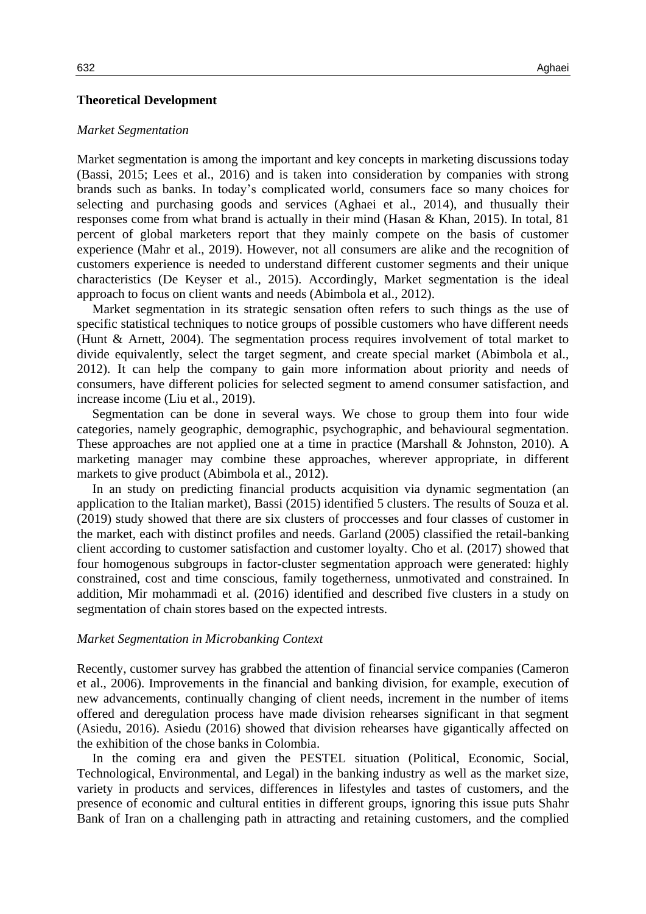## Theoretical Development

### *Market Segmentation*

Market segmentation is among the important and key concepts in marketing discussions today (Bassi, 2015; Lees et al., 2016) and is taken into consideration by companies with strong brands such as banks. In today's complicated world, consumers face so many choices for selecting and purchasing goods and services (Aghaei et al., 2014), and thusually their responses come from what brand is actually in their mind (Hasan & Khan, 2015). In total, 81 percent of global marketers report that they mainly compete on the basis of customer experience (Mahr et al., 2019). However, not all consumers are alike and the recognition of customers experience is needed to understand different customer segments and their unique characteristics (De Keyser et al., 2015). Accordingly, Market segmentation is the ideal approach to focus on client wants and needs (Abimbola et al., 2012).

Market segmentation in its strategic sensation often refers to such things as the use of specific statistical techniques to notice groups of possible customers who have different needs (Hunt & Arnett, 2004). The segmentation process requires involvement of total market to divide equivalently, select the target segment, and create special market (Abimbola et al., 2012). It can help the company to gain more information about priority and needs of consumers, have different policies for selected segment to amend consumer satisfaction, and increase income (Liu et al., 2019).

Segmentation can be done in several ways. We chose to group them into four wide categories, namely geographic, demographic, psychographic, and behavioural segmentation. These approaches are not applied one at a time in practice (Marshall & Johnston, 2010). A marketing manager may combine these approaches, wherever appropriate, in different markets to give product (Abimbola et al., 2012).

In an study on predicting financial products acquisition via dynamic segmentation (an application to the Italian market), Bassi (2015) identified 5 clusters. The results of Souza et al. (2019) study showed that there are six clusters of proccesses and four classes of customer in the market, each with distinct profiles and needs. Garland (2005) classified the retail-banking client according to customer satisfaction and customer loyalty. Cho et al. (2017) showed that four homogenous subgroups in factor-cluster segmentation approach were generated: highly constrained, cost and time conscious, family togetherness, unmotivated and constrained. In addition, Mir mohammadi et al. (2016) identified and described five clusters in a study on segmentation of chain stores based on the expected intrests.

### *Market Segmentation in Microbanking Context*

Recently, customer survey has grabbed the attention of financial service companies (Cameron et al., 2006). Improvements in the financial and banking division, for example, execution of new advancements, continually changing of client needs, increment in the number of items offered and deregulation process have made division rehearses significant in that segment (Asiedu, 2016). Asiedu (2016) showed that division rehearses have gigantically affected on the exhibition of the chose banks in Colombia.

In the coming era and given the PESTEL situation (Political, Economic, Social, Technological, Environmental, and Legal) in the banking industry as well as the market size, variety in products and services, differences in lifestyles and tastes of customers, and the presence of economic and cultural entities in different groups, ignoring this issue puts Shahr Bank of Iran on a challenging path in attracting and retaining customers, and the complied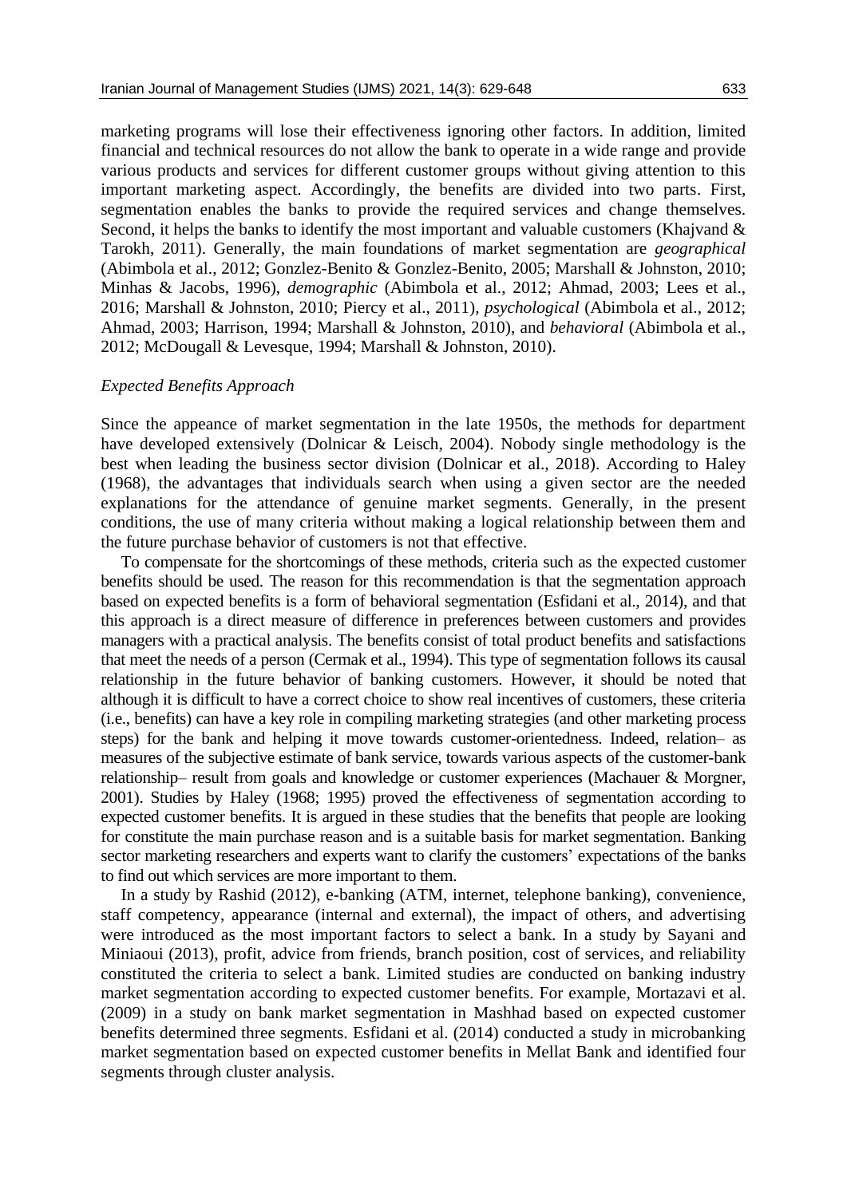marketing programs will lose their effectiveness ignoring other factors. In addition, limited financial and technical resources do not allow the bank to operate in a wide range and provide various products and services for different customer groups without giving attention to this important marketing aspect. Accordingly, the benefits are divided into two parts. First, segmentation enables the banks to provide the required services and change themselves. Second, it helps the banks to identify the most important and valuable customers (Khajvand & Tarokh, 2011). Generally, the main foundations of market segmentation are *geographical* (Abimbola et al., 2012; Gonzlez-Benito & Gonzlez-Benito, 2005; Marshall & Johnston, 2010; Minhas & Jacobs, 1996), *demographic* (Abimbola et al., 2012; Ahmad, 2003; Lees et al., 2016; Marshall & Johnston, 2010; Piercy et al., 2011), *psychological* (Abimbola et al., 2012; Ahmad, 2003; Harrison, 1994; Marshall & Johnston, 2010), and *behavioral* (Abimbola et al., 2012; McDougall & Levesque, 1994; Marshall & Johnston, 2010).

*Expected Benefits Approach*

Since the appeance of market segmentation in the late 1950s, the methods for department have developed extensively (Dolnicar & Leisch, 2004). Nobody single methodology is the best when leading the business sector division (Dolnicar et al., 2018). According to Haley (1968), the advantages that individuals search when using a given sector are the needed explanations for the attendance of genuine market segments. Generally, in the present conditions, the use of many criteria without making a logical relationship between them and the future purchase behavior of customers is not that effective.

To compensate for the shortcomings of these methods, criteria such as the expected customer benefits should be used. The reason for this recommendation is that the segmentation approach based on expected benefits is a form of behavioral segmentation (Esfidani et al., 2014), and that this approach is a direct measure of difference in preferences between customers and provides managers with a practical analysis. The benefits consist of total product benefits and satisfactions that meet the needs of a person (Cermak et al., 1994). This type of segmentation follows its causal relationship in the future behavior of banking customers. However, it should be noted that although it is difficult to have a correct choice to show real incentives of customers, these criteria (i.e., benefits) can have a key role in compiling marketing strategies (and other marketing process steps) for the bank and helping it move towards customer-orientedness. Indeed, relation– as measures of the subjective estimate of bank service, towards various aspects of the customer-bank relationship– result from goals and knowledge or customer experiences (Machauer & Morgner, 2001). Studies by Haley (1968; 1995) proved the effectiveness of segmentation according to expected customer benefits. It is argued in these studies that the benefits that people are looking for constitute the main purchase reason and is a suitable basis for market segmentation. Banking sector marketing researchers and experts want to clarify the customers' expectations of the banks to find out which services are more important to them.

In a study by Rashid (2012), e-banking (ATM, internet, telephone banking), convenience, staff competency, appearance (internal and external), the impact of others, and advertising were introduced as the most important factors to select a bank. In a study by Sayani and Miniaoui (2013), profit, advice from friends, branch position, cost of services, and reliability constituted the criteria to select a bank. Limited studies are conducted on banking industry market segmentation according to expected customer benefits. For example, Mortazavi et al. (2009) in a study on bank market segmentation in Mashhad based on expected customer benefits determined three segments. Esfidani et al. (2014) conducted a study in microbanking market segmentation based on expected customer benefits in Mellat Bank and identified four segments through cluster analysis.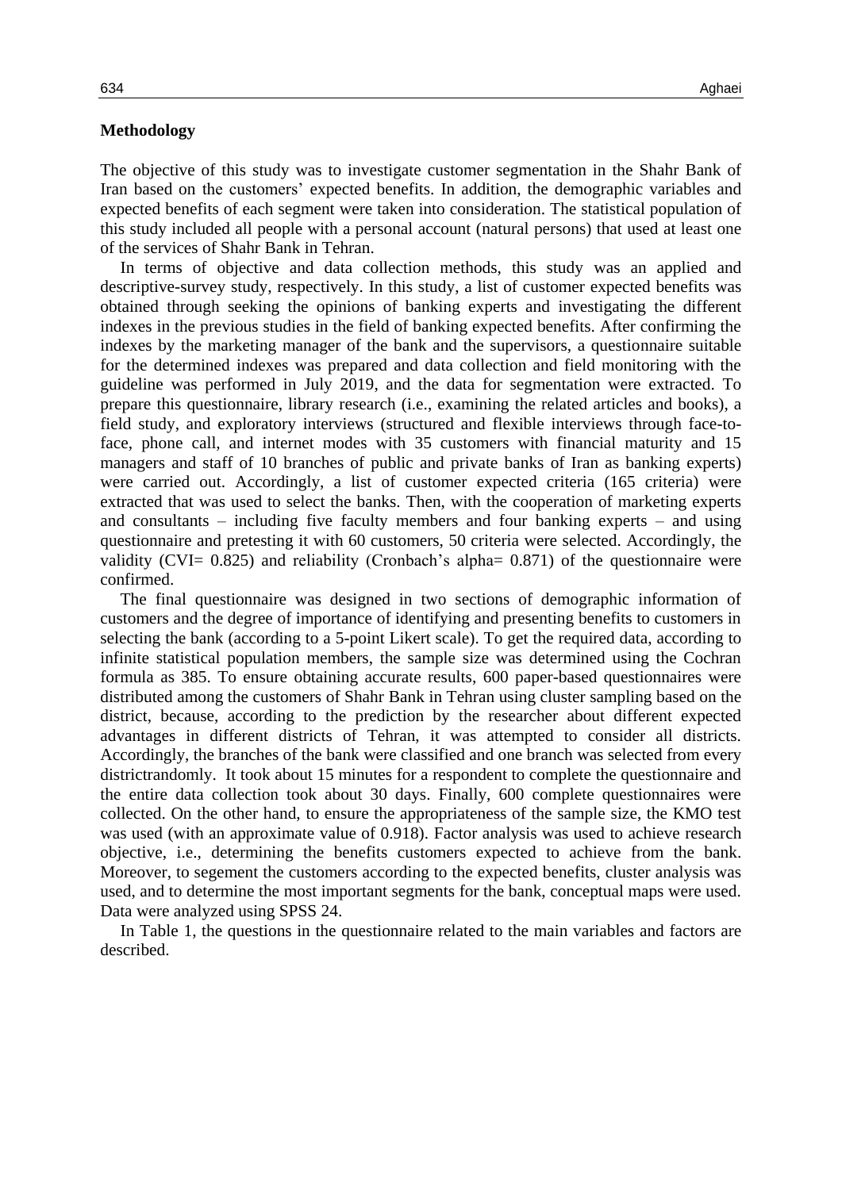## Methodology

The objective of this study was to investigate customer segmentation in the Shahr Bank of Iran based on the customers' expected benefits. In addition, the demographic variables and expected benefits of each segment were taken into consideration. The statistical population of this study included all people with a personal account (natural persons) that used at least one of the services of Shahr Bank in Tehran.

In terms of objective and data collection methods, this study was an applied and descriptive-survey study, respectively. In this study, a list of customer expected benefits was obtained through seeking the opinions of banking experts and investigating the different indexes in the previous studies in the field of banking expected benefits. After confirming the indexes by the marketing manager of the bank and the supervisors, a questionnaire suitable for the determined indexes was prepared and data collection and field monitoring with the guideline was performed in July 2019, and the data for segmentation were extracted. To prepare this questionnaire, library research (i.e., examining the related articles and books), a field study, and exploratory interviews (structured and flexible interviews through face-to-face, phone call, and internet modes with 35 customers with financial maturity and 15 managers and staff of 10 branches of public and private banks of Iran as banking experts) were carried out. Accordingly, a list of customer expected criteria (165 criteria) were extracted that was used to select the banks. Then, with the cooperation of marketing experts and consultants – including five faculty members and four banking experts – and using questionnaire and pretesting it with 60 customers, 50 criteria were selected. Accordingly, the validity (CVI= 0.825) and reliability (Cronbach's alpha= 0.871) of the questionnaire were confirmed.

The final questionnaire was designed in two sections of demographic information of customers and the degree of importance of identifying and presenting benefits to customers in selecting the bank (according to a 5-point Likert scale). To get the required data, according to infinite statistical population members, the sample size was determined using the Cochran formula as 385. To ensure obtaining accurate results, 600 paper-based questionnaires were distributed among the customers of Shahr Bank in Tehran using cluster sampling based on the district, because, according to the prediction by the researcher about different expected advantages in different districts of Tehran, it was attempted to consider all districts. Accordingly, the branches of the bank were classified and one branch was selected from every districtrandomly. It took about 15 minutes for a respondent to complete the questionnaire and the entire data collection took about 30 days. Finally, 600 complete questionnaires were collected. On the other hand, to ensure the appropriateness of the sample size, the KMO test was used (with an approximate value of 0.918). Factor analysis was used to achieve research objective, i.e., determining the benefits customers expected to achieve from the bank. Moreover, to segement the customers according to the expected benefits, cluster analysis was used, and to determine the most important segments for the bank, conceptual maps were used. Data were analyzed using SPSS 24.

In Table 1, the questions in the questionnaire related to the main variables and factors are described.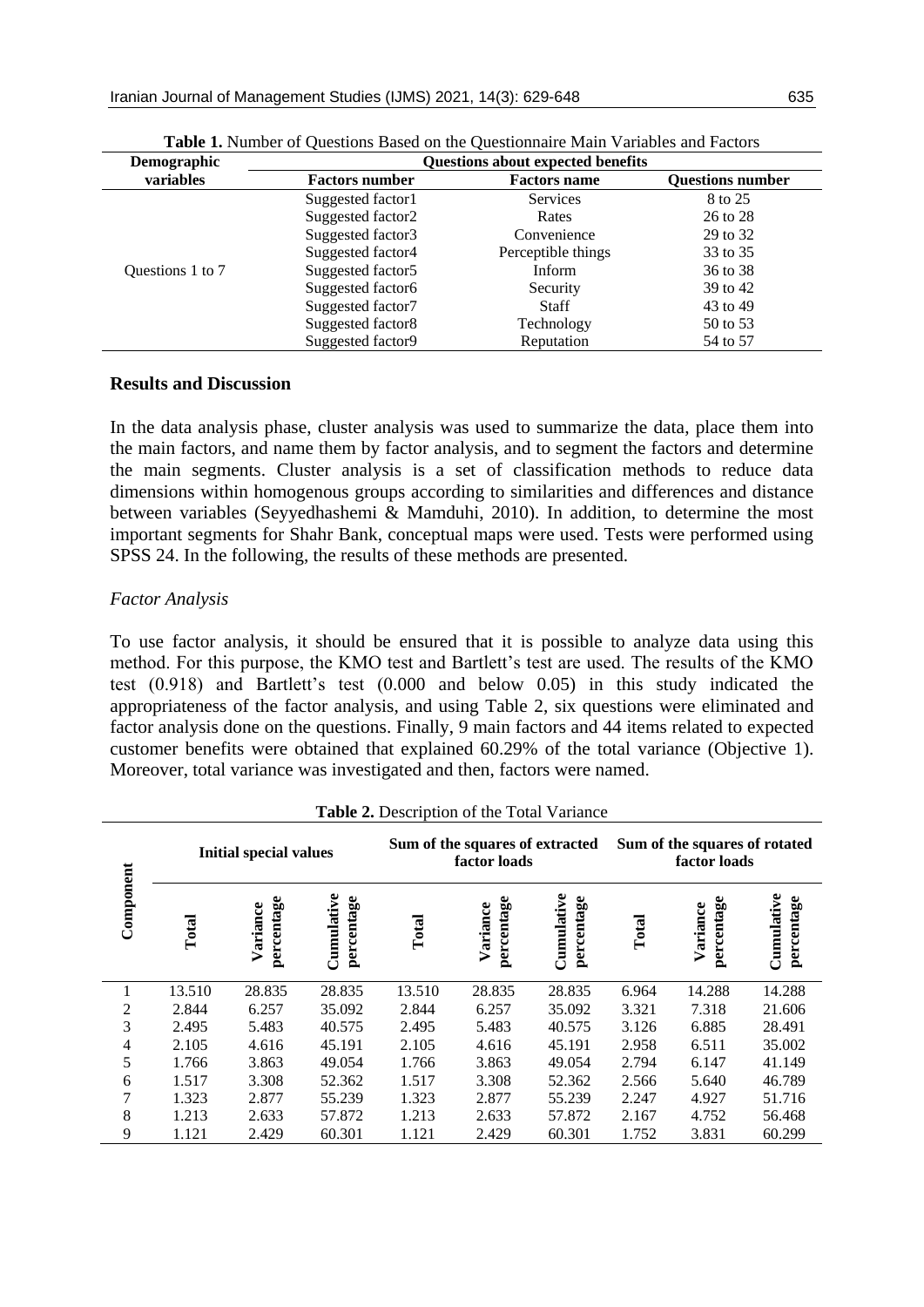**Table 1.** Number of Questions Based on the Questionnaire Main Variables and Factors

| Demographic variables | Questions about expected benefits | | |
|---|---|---|---|
| | **Factors number** | **Factors name** | **Questions number** |
| Questions 1 to 7 | Suggested factor1 | Services | 8 to 25 |
| | Suggested factor2 | Rates | 26 to 28 |
| | Suggested factor3 | Convenience | 29 to 32 |
| | Suggested factor4 | Perceptible things | 33 to 35 |
| | Suggested factor5 | Inform | 36 to 38 |
| | Suggested factor6 | Security | 39 to 42 |
| | Suggested factor7 | Staff | 43 to 49 |
| | Suggested factor8 | Technology | 50 to 53 |
| | Suggested factor9 | Reputation | 54 to 57 |

## Results and Discussion

In the data analysis phase, cluster analysis was used to summarize the data, place them into the main factors, and name them by factor analysis, and to segment the factors and determine the main segments. Cluster analysis is a set of classification methods to reduce data dimensions within homogenous groups according to similarities and differences and distance between variables (Seyyedhashemi & Mamduhi, 2010). In addition, to determine the most important segments for Shahr Bank, conceptual maps were used. Tests were performed using SPSS 24. In the following, the results of these methods are presented.

### *Factor Analysis*

To use factor analysis, it should be ensured that it is possible to analyze data using this method. For this purpose, the KMO test and Bartlett's test are used. The results of the KMO test (0.918) and Bartlett's test (0.000 and below 0.05) in this study indicated the appropriateness of the factor analysis, and using Table 2, six questions were eliminated and factor analysis done on the questions. Finally, 9 main factors and 44 items related to expected customer benefits were obtained that explained 60.29% of the total variance (Objective 1). Moreover, total variance was investigated and then, factors were named.

**Table 2.** Description of the Total Variance

| Component | Initial special values | | | Sum of the squares of extracted factor loads | | | Sum of the squares of rotated factor loads | | |
|---|---|---|---|---|---|---|---|---|---|
| | **Total** | **Variance percentage** | **Cumulative percentage** | **Total** | **Variance percentage** | **Cumulative percentage** | **Total** | **Variance percentage** | **Cumulative percentage** |
| 1 | 13.510 | 28.835 | 28.835 | 13.510 | 28.835 | 28.835 | 6.964 | 14.288 | 14.288 |
| 2 | 2.844 | 6.257 | 35.092 | 2.844 | 6.257 | 35.092 | 3.321 | 7.318 | 21.606 |
| 3 | 2.495 | 5.483 | 40.575 | 2.495 | 5.483 | 40.575 | 3.126 | 6.885 | 28.491 |
| 4 | 2.105 | 4.616 | 45.191 | 2.105 | 4.616 | 45.191 | 2.958 | 6.511 | 35.002 |
| 5 | 1.766 | 3.863 | 49.054 | 1.766 | 3.863 | 49.054 | 2.794 | 6.147 | 41.149 |
| 6 | 1.517 | 3.308 | 52.362 | 1.517 | 3.308 | 52.362 | 2.566 | 5.640 | 46.789 |
| 7 | 1.323 | 2.877 | 55.239 | 1.323 | 2.877 | 55.239 | 2.247 | 4.927 | 51.716 |
| 8 | 1.213 | 2.633 | 57.872 | 1.213 | 2.633 | 57.872 | 2.167 | 4.752 | 56.468 |
| 9 | 1.121 | 2.429 | 60.301 | 1.121 | 2.429 | 60.301 | 1.752 | 3.831 | 60.299 |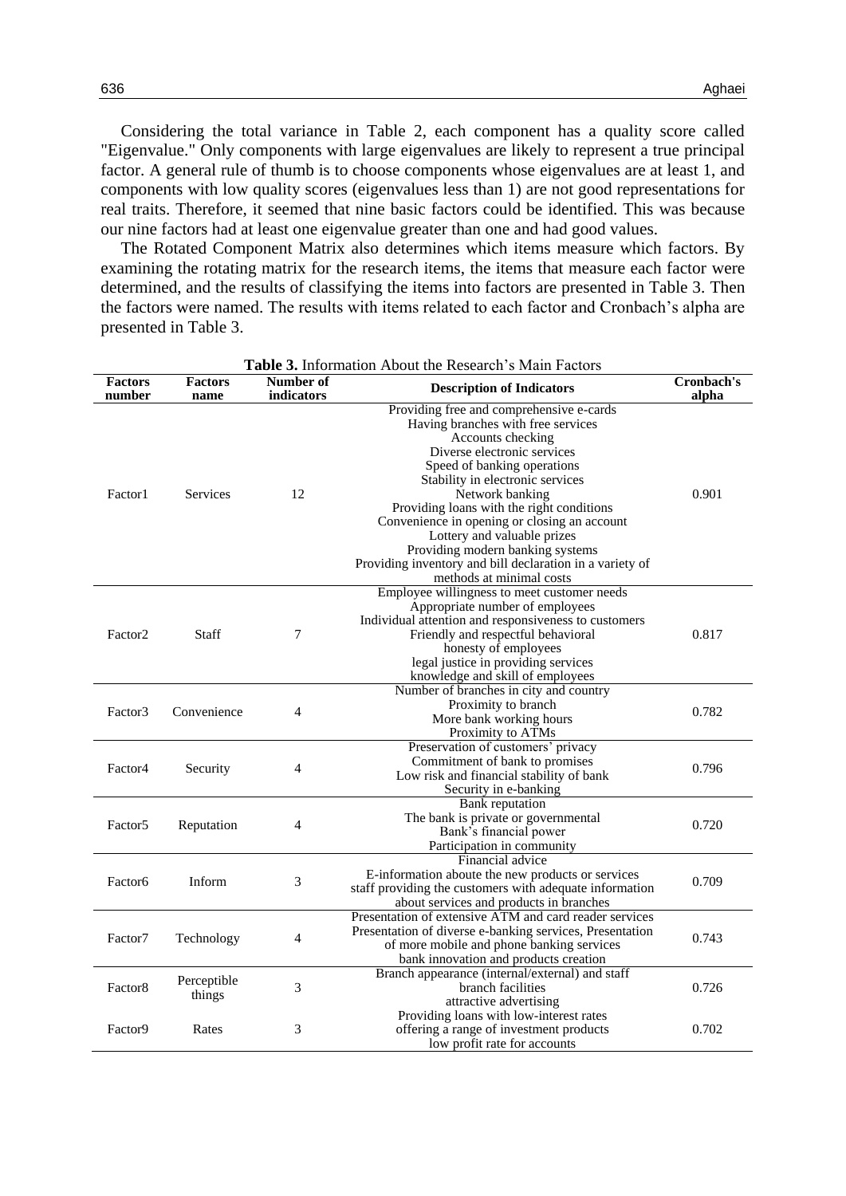Considering the total variance in Table 2, each component has a quality score called "Eigenvalue." Only components with large eigenvalues are likely to represent a true principal factor. A general rule of thumb is to choose components whose eigenvalues are at least 1, and components with low quality scores (eigenvalues less than 1) are not good representations for real traits. Therefore, it seemed that nine basic factors could be identified. This was because our nine factors had at least one eigenvalue greater than one and had good values.

The Rotated Component Matrix also determines which items measure which factors. By examining the rotating matrix for the research items, the items that measure each factor were determined, and the results of classifying the items into factors are presented in Table 3. Then the factors were named. The results with items related to each factor and Cronbach's alpha are presented in Table 3.

**Table 3.** Information About the Research's Main Factors

| Factors number | Factors name | Number of indicators | Description of Indicators | Cronbach's alpha |
|---|---|---|---|---|
| Factor1 | Services | 12 | Providing free and comprehensive e-cards<br>Having branches with free services<br>Accounts checking<br>Diverse electronic services<br>Speed of banking operations<br>Stability in electronic services<br>Network banking<br>Providing loans with the right conditions<br>Convenience in opening or closing an account<br>Lottery and valuable prizes<br>Providing modern banking systems<br>Providing inventory and bill declaration in a variety of methods at minimal costs | 0.901 |
| Factor2 | Staff | 7 | Employee willingness to meet customer needs<br>Appropriate number of employees<br>Individual attention and responsiveness to customers<br>Friendly and respectful behavioral<br>honesty of employees<br>legal justice in providing services<br>knowledge and skill of employees | 0.817 |
| Factor3 | Convenience | 4 | Number of branches in city and country<br>Proximity to branch<br>More bank working hours<br>Proximity to ATMs | 0.782 |
| Factor4 | Security | 4 | Preservation of customers' privacy<br>Commitment of bank to promises<br>Low risk and financial stability of bank<br>Security in e-banking | 0.796 |
| Factor5 | Reputation | 4 | Bank reputation<br>The bank is private or governmental<br>Bank's financial power<br>Participation in community | 0.720 |
| Factor6 | Inform | 3 | Financial advice<br>E-information aboute the new products or services<br>staff providing the customers with adequate information about services and products in branches | 0.709 |
| Factor7 | Technology | 4 | Presentation of extensive ATM and card reader services<br>Presentation of diverse e-banking services, Presentation of more mobile and phone banking services<br>bank innovation and products creation | 0.743 |
| Factor8 | Perceptible things | 3 | Branch appearance (internal/external) and staff<br>branch facilities<br>attractive advertising | 0.726 |
| Factor9 | Rates | 3 | Providing loans with low-interest rates<br>offering a range of investment products<br>low profit rate for accounts | 0.702 |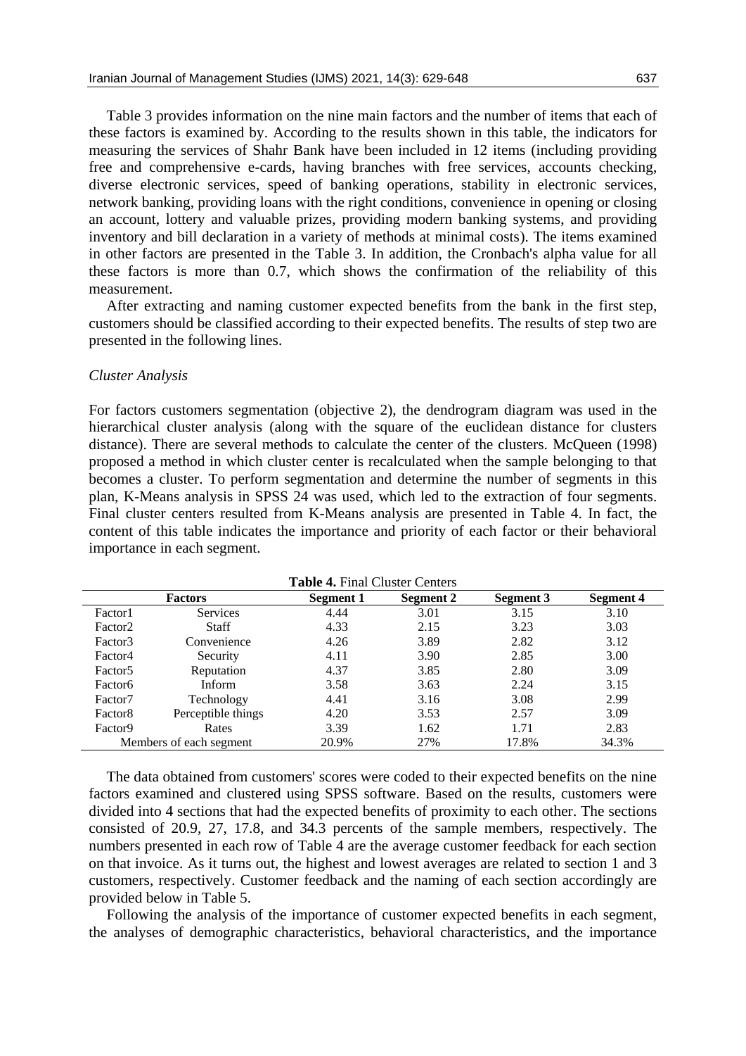Table 3 provides information on the nine main factors and the number of items that each of these factors is examined by. According to the results shown in this table, the indicators for measuring the services of Shahr Bank have been included in 12 items (including providing free and comprehensive e-cards, having branches with free services, accounts checking, diverse electronic services, speed of banking operations, stability in electronic services, network banking, providing loans with the right conditions, convenience in opening or closing an account, lottery and valuable prizes, providing modern banking systems, and providing inventory and bill declaration in a variety of methods at minimal costs). The items examined in other factors are presented in the Table 3. In addition, the Cronbach's alpha value for all these factors is more than 0.7, which shows the confirmation of the reliability of this measurement.

After extracting and naming customer expected benefits from the bank in the first step, customers should be classified according to their expected benefits. The results of step two are presented in the following lines.

*Cluster Analysis*

For factors customers segmentation (objective 2), the dendrogram diagram was used in the hierarchical cluster analysis (along with the square of the euclidean distance for clusters distance). There are several methods to calculate the center of the clusters. McQueen (1998) proposed a method in which cluster center is recalculated when the sample belonging to that becomes a cluster. To perform segmentation and determine the number of segments in this plan, K-Means analysis in SPSS 24 was used, which led to the extraction of four segments. Final cluster centers resulted from K-Means analysis are presented in Table 4. In fact, the content of this table indicates the importance and priority of each factor or their behavioral importance in each segment.

**Table 4.** Final Cluster Centers

| Factors | | Segment 1 | Segment 2 | Segment 3 | Segment 4 |
|---|---|---|---|---|---|
| Factor1 | Services | 4.44 | 3.01 | 3.15 | 3.10 |
| Factor2 | Staff | 4.33 | 2.15 | 3.23 | 3.03 |
| Factor3 | Convenience | 4.26 | 3.89 | 2.82 | 3.12 |
| Factor4 | Security | 4.11 | 3.90 | 2.85 | 3.00 |
| Factor5 | Reputation | 4.37 | 3.85 | 2.80 | 3.09 |
| Factor6 | Inform | 3.58 | 3.63 | 2.24 | 3.15 |
| Factor7 | Technology | 4.41 | 3.16 | 3.08 | 2.99 |
| Factor8 | Perceptible things | 4.20 | 3.53 | 2.57 | 3.09 |
| Factor9 | Rates | 3.39 | 1.62 | 1.71 | 2.83 |
| Members of each segment | | 20.9% | 27% | 17.8% | 34.3% |

The data obtained from customers' scores were coded to their expected benefits on the nine factors examined and clustered using SPSS software. Based on the results, customers were divided into 4 sections that had the expected benefits of proximity to each other. The sections consisted of 20.9, 27, 17.8, and 34.3 percents of the sample members, respectively. The numbers presented in each row of Table 4 are the average customer feedback for each section on that invoice. As it turns out, the highest and lowest averages are related to section 1 and 3 customers, respectively. Customer feedback and the naming of each section accordingly are provided below in Table 5.

Following the analysis of the importance of customer expected benefits in each segment, the analyses of demographic characteristics, behavioral characteristics, and the importance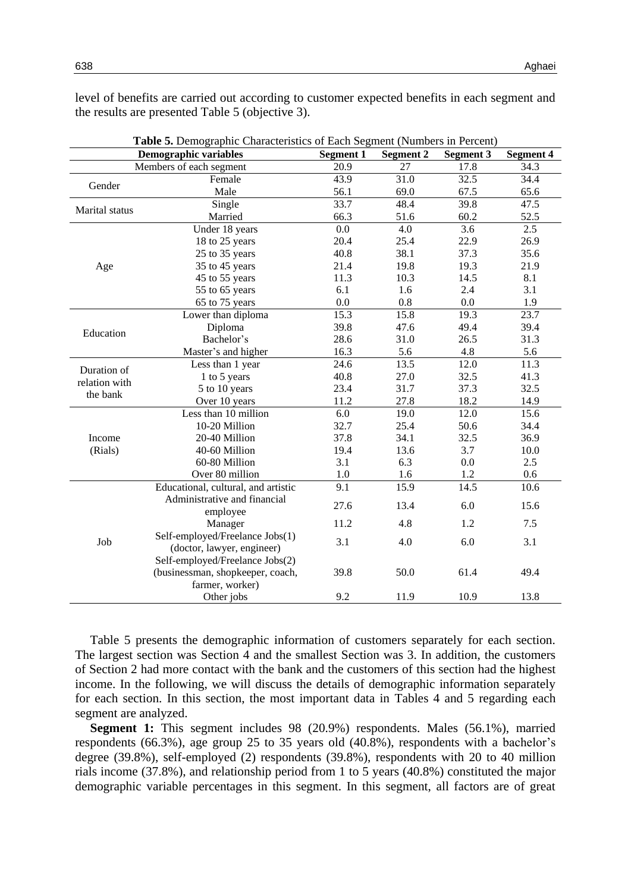level of benefits are carried out according to customer expected benefits in each segment and the results are presented Table 5 (objective 3).

**Table 5.** Demographic Characteristics of Each Segment (Numbers in Percent)

| Demographic variables | | Segment 1 | Segment 2 | Segment 3 | Segment 4 |
|---|---|---|---|---|---|
| Members of each segment | | 20.9 | 27 | 17.8 | 34.3 |
| Gender | Female | 43.9 | 31.0 | 32.5 | 34.4 |
| | Male | 56.1 | 69.0 | 67.5 | 65.6 |
| Marital status | Single | 33.7 | 48.4 | 39.8 | 47.5 |
| | Married | 66.3 | 51.6 | 60.2 | 52.5 |
| Age | Under 18 years | 0.0 | 4.0 | 3.6 | 2.5 |
| | 18 to 25 years | 20.4 | 25.4 | 22.9 | 26.9 |
| | 25 to 35 years | 40.8 | 38.1 | 37.3 | 35.6 |
| | 35 to 45 years | 21.4 | 19.8 | 19.3 | 21.9 |
| | 45 to 55 years | 11.3 | 10.3 | 14.5 | 8.1 |
| | 55 to 65 years | 6.1 | 1.6 | 2.4 | 3.1 |
| | 65 to 75 years | 0.0 | 0.8 | 0.0 | 1.9 |
| Education | Lower than diploma | 15.3 | 15.8 | 19.3 | 23.7 |
| | Diploma | 39.8 | 47.6 | 49.4 | 39.4 |
| | Bachelor's | 28.6 | 31.0 | 26.5 | 31.3 |
| | Master's and higher | 16.3 | 5.6 | 4.8 | 5.6 |
| Duration of relation with the bank | Less than 1 year | 24.6 | 13.5 | 12.0 | 11.3 |
| | 1 to 5 years | 40.8 | 27.0 | 32.5 | 41.3 |
| | 5 to 10 years | 23.4 | 31.7 | 37.3 | 32.5 |
| | Over 10 years | 11.2 | 27.8 | 18.2 | 14.9 |
| Income (Rials) | Less than 10 million | 6.0 | 19.0 | 12.0 | 15.6 |
| | 10-20 Million | 32.7 | 25.4 | 50.6 | 34.4 |
| | 20-40 Million | 37.8 | 34.1 | 32.5 | 36.9 |
| | 40-60 Million | 19.4 | 13.6 | 3.7 | 10.0 |
| | 60-80 Million | 3.1 | 6.3 | 0.0 | 2.5 |
| | Over 80 million | 1.0 | 1.6 | 1.2 | 0.6 |
| Job | Educational, cultural, and artistic | 9.1 | 15.9 | 14.5 | 10.6 |
| | Administrative and financial employee | 27.6 | 13.4 | 6.0 | 15.6 |
| | Manager | 11.2 | 4.8 | 1.2 | 7.5 |
| | Self-employed/Freelance Jobs(1) (doctor, lawyer, engineer) | 3.1 | 4.0 | 6.0 | 3.1 |
| | Self-employed/Freelance Jobs(2) (businessman, shopkeeper, coach, farmer, worker) | 39.8 | 50.0 | 61.4 | 49.4 |
| | Other jobs | 9.2 | 11.9 | 10.9 | 13.8 |

Table 5 presents the demographic information of customers separately for each section. The largest section was Section 4 and the smallest Section was 3. In addition, the customers of Section 2 had more contact with the bank and the customers of this section had the highest income. In the following, we will discuss the details of demographic information separately for each section. In this section, the most important data in Tables 4 and 5 regarding each segment are analyzed.

**Segment 1:** This segment includes 98 (20.9%) respondents. Males (56.1%), married respondents (66.3%), age group 25 to 35 years old (40.8%), respondents with a bachelor's degree (39.8%), self-employed (2) respondents (39.8%), respondents with 20 to 40 million rials income (37.8%), and relationship period from 1 to 5 years (40.8%) constituted the major demographic variable percentages in this segment. In this segment, all factors are of great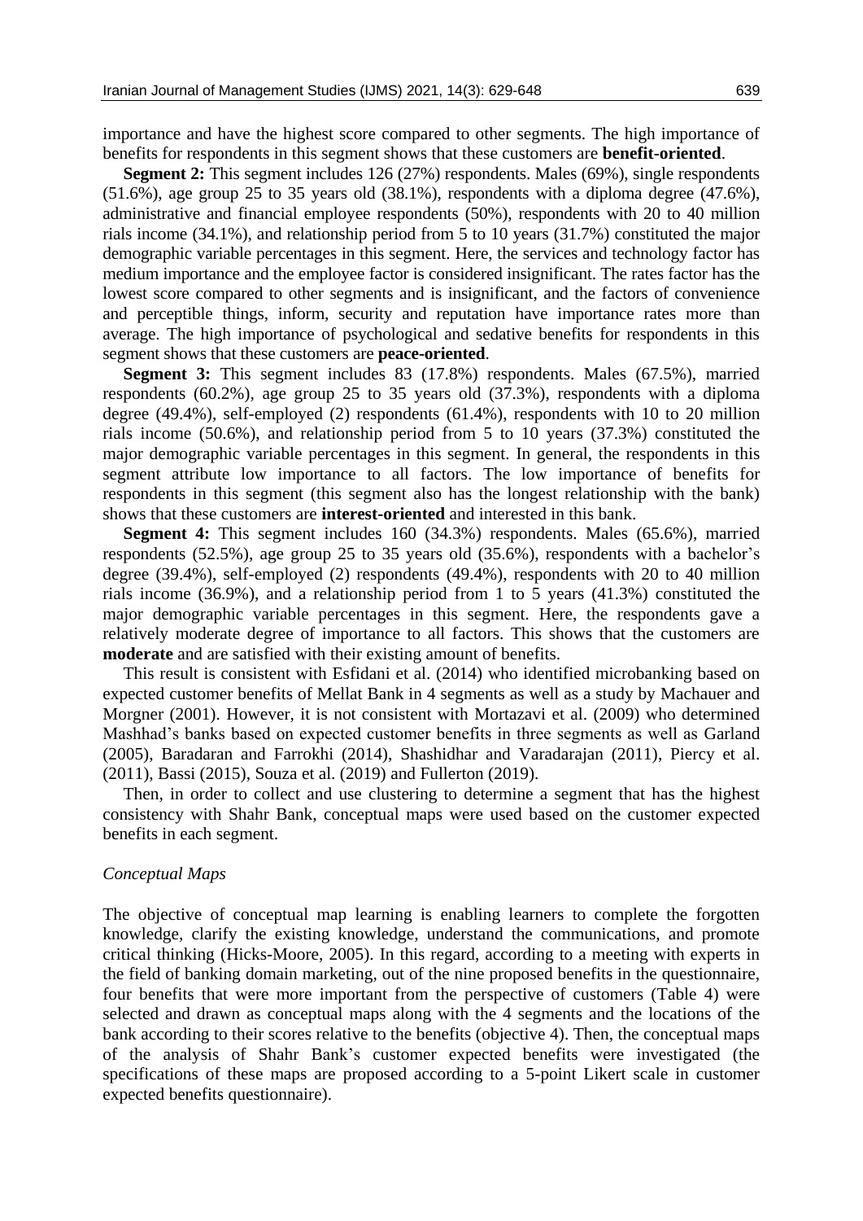importance and have the highest score compared to other segments. The high importance of benefits for respondents in this segment shows that these customers are **benefit-oriented**.

**Segment 2:** This segment includes 126 (27%) respondents. Males (69%), single respondents (51.6%), age group 25 to 35 years old (38.1%), respondents with a diploma degree (47.6%), administrative and financial employee respondents (50%), respondents with 20 to 40 million rials income (34.1%), and relationship period from 5 to 10 years (31.7%) constituted the major demographic variable percentages in this segment. Here, the services and technology factor has medium importance and the employee factor is considered insignificant. The rates factor has the lowest score compared to other segments and is insignificant, and the factors of convenience and perceptible things, inform, security and reputation have importance rates more than average. The high importance of psychological and sedative benefits for respondents in this segment shows that these customers are **peace-oriented**.

**Segment 3:** This segment includes 83 (17.8%) respondents. Males (67.5%), married respondents (60.2%), age group 25 to 35 years old (37.3%), respondents with a diploma degree (49.4%), self-employed (2) respondents (61.4%), respondents with 10 to 20 million rials income (50.6%), and relationship period from 5 to 10 years (37.3%) constituted the major demographic variable percentages in this segment. In general, the respondents in this segment attribute low importance to all factors. The low importance of benefits for respondents in this segment (this segment also has the longest relationship with the bank) shows that these customers are **interest-oriented** and interested in this bank.

**Segment 4:** This segment includes 160 (34.3%) respondents. Males (65.6%), married respondents (52.5%), age group 25 to 35 years old (35.6%), respondents with a bachelor's degree (39.4%), self-employed (2) respondents (49.4%), respondents with 20 to 40 million rials income (36.9%), and a relationship period from 1 to 5 years (41.3%) constituted the major demographic variable percentages in this segment. Here, the respondents gave a relatively moderate degree of importance to all factors. This shows that the customers are **moderate** and are satisfied with their existing amount of benefits.

This result is consistent with Esfidani et al. (2014) who identified microbanking based on expected customer benefits of Mellat Bank in 4 segments as well as a study by Machauer and Morgner (2001). However, it is not consistent with Mortazavi et al. (2009) who determined Mashhad's banks based on expected customer benefits in three segments as well as Garland (2005), Baradaran and Farrokhi (2014), Shashidhar and Varadarajan (2011), Piercy et al. (2011), Bassi (2015), Souza et al. (2019) and Fullerton (2019).

Then, in order to collect and use clustering to determine a segment that has the highest consistency with Shahr Bank, conceptual maps were used based on the customer expected benefits in each segment.

### *Conceptual Maps*

The objective of conceptual map learning is enabling learners to complete the forgotten knowledge, clarify the existing knowledge, understand the communications, and promote critical thinking (Hicks-Moore, 2005). In this regard, according to a meeting with experts in the field of banking domain marketing, out of the nine proposed benefits in the questionnaire, four benefits that were more important from the perspective of customers (Table 4) were selected and drawn as conceptual maps along with the 4 segments and the locations of the bank according to their scores relative to the benefits (objective 4). Then, the conceptual maps of the analysis of Shahr Bank's customer expected benefits were investigated (the specifications of these maps are proposed according to a 5-point Likert scale in customer expected benefits questionnaire).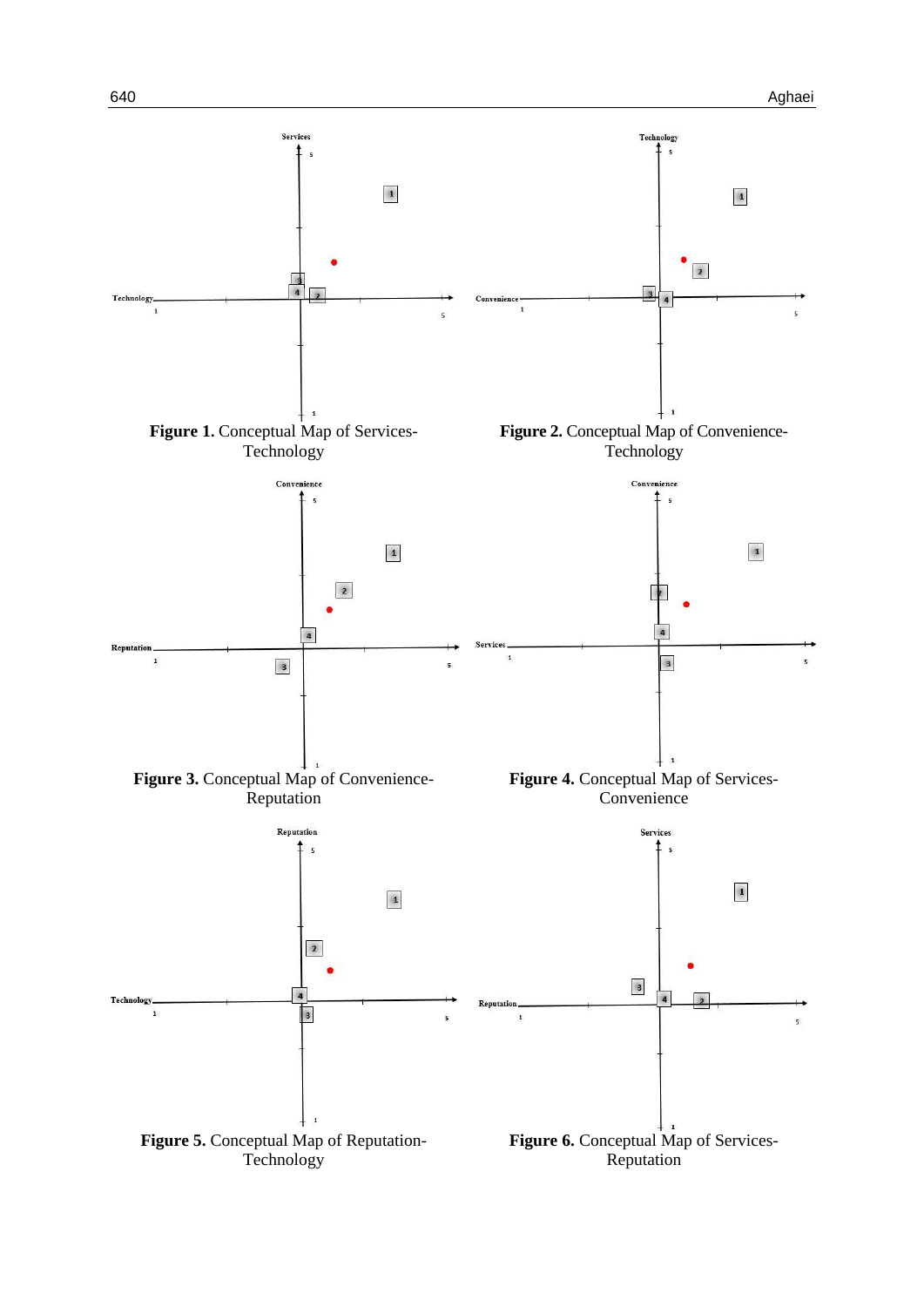**Figure 1.** Conceptual Map of Services-Technology

**Figure 2.** Conceptual Map of Convenience-Technology

**Figure 3.** Conceptual Map of Convenience-Reputation

**Figure 4.** Conceptual Map of Services-Convenience

**Figure 5.** Conceptual Map of Reputation-Technology

**Figure 6.** Conceptual Map of Services-Reputation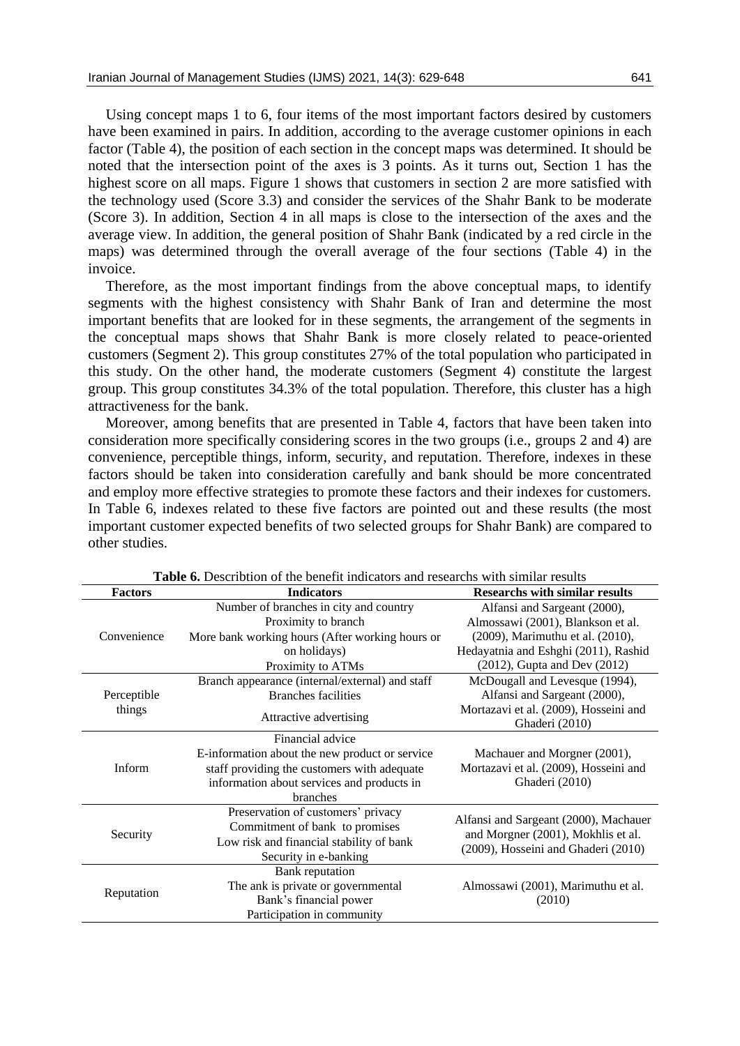Using concept maps 1 to 6, four items of the most important factors desired by customers have been examined in pairs. In addition, according to the average customer opinions in each factor (Table 4), the position of each section in the concept maps was determined. It should be noted that the intersection point of the axes is 3 points. As it turns out, Section 1 has the highest score on all maps. Figure 1 shows that customers in section 2 are more satisfied with the technology used (Score 3.3) and consider the services of the Shahr Bank to be moderate (Score 3). In addition, Section 4 in all maps is close to the intersection of the axes and the average view. In addition, the general position of Shahr Bank (indicated by a red circle in the maps) was determined through the overall average of the four sections (Table 4) in the invoice.

Therefore, as the most important findings from the above conceptual maps, to identify segments with the highest consistency with Shahr Bank of Iran and determine the most important benefits that are looked for in these segments, the arrangement of the segments in the conceptual maps shows that Shahr Bank is more closely related to peace-oriented customers (Segment 2). This group constitutes 27% of the total population who participated in this study. On the other hand, the moderate customers (Segment 4) constitute the largest group. This group constitutes 34.3% of the total population. Therefore, this cluster has a high attractiveness for the bank.

Moreover, among benefits that are presented in Table 4, factors that have been taken into consideration more specifically considering scores in the two groups (i.e., groups 2 and 4) are convenience, perceptible things, inform, security, and reputation. Therefore, indexes in these factors should be taken into consideration carefully and bank should be more concentrated and employ more effective strategies to promote these factors and their indexes for customers. In Table 6, indexes related to these five factors are pointed out and these results (the most important customer expected benefits of two selected groups for Shahr Bank) are compared to other studies.

**Table 6.** Describtion of the benefit indicators and researchs with similar results

| Factors | Indicators | Researchs with similar results |
|---|---|---|
| Convenience | Number of branches in city and country<br>Proximity to branch<br>More bank working hours (After working hours or on holidays)<br>Proximity to ATMs | Alfansi and Sargeant (2000), Almossawi (2001), Blankson et al. (2009), Marimuthu et al. (2010), Hedayatnia and Eshghi (2011), Rashid (2012), Gupta and Dev (2012) |
| Perceptible things | Branch appearance (internal/external) and staff<br>Branches facilities<br>Attractive advertising | McDougall and Levesque (1994), Alfansi and Sargeant (2000), Mortazavi et al. (2009), Hosseini and Ghaderi (2010) |
| Inform | Financial advice<br>E-information about the new product or service<br>staff providing the customers with adequate information about services and products in branches | Machauer and Morgner (2001), Mortazavi et al. (2009), Hosseini and Ghaderi (2010) |
| Security | Preservation of customers' privacy<br>Commitment of bank to promises<br>Low risk and financial stability of bank<br>Security in e-banking | Alfansi and Sargeant (2000), Machauer and Morgner (2001), Mokhlis et al. (2009), Hosseini and Ghaderi (2010) |
| Reputation | Bank reputation<br>The ank is private or governmental<br>Bank's financial power<br>Participation in community | Almossawi (2001), Marimuthu et al. (2010) |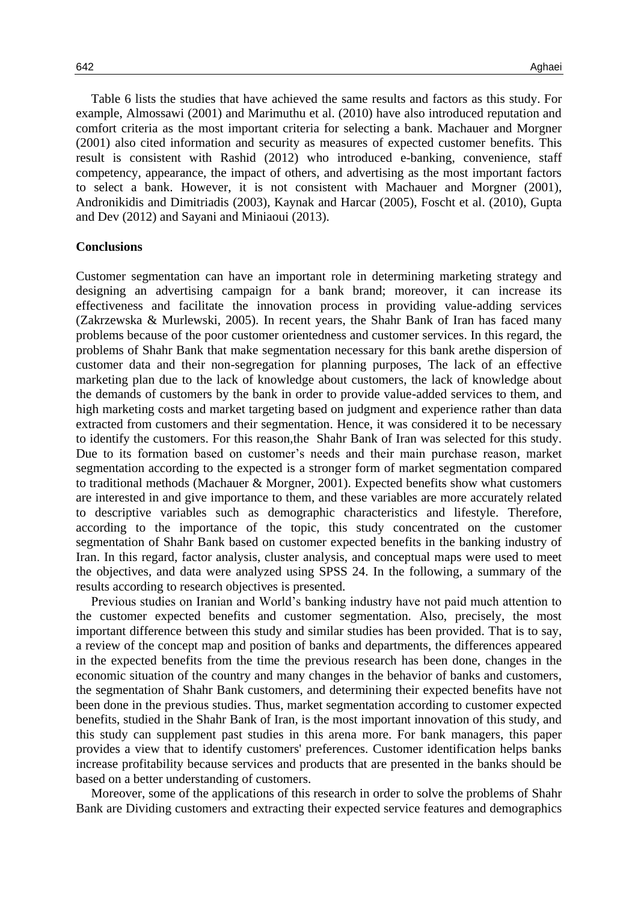Table 6 lists the studies that have achieved the same results and factors as this study. For example, Almossawi (2001) and Marimuthu et al. (2010) have also introduced reputation and comfort criteria as the most important criteria for selecting a bank. Machauer and Morgner (2001) also cited information and security as measures of expected customer benefits. This result is consistent with Rashid (2012) who introduced e-banking, convenience, staff competency, appearance, the impact of others, and advertising as the most important factors to select a bank. However, it is not consistent with Machauer and Morgner (2001), Andronikidis and Dimitriadis (2003), Kaynak and Harcar (2005), Foscht et al. (2010), Gupta and Dev (2012) and Sayani and Miniaoui (2013).

**Conclusions**

Customer segmentation can have an important role in determining marketing strategy and designing an advertising campaign for a bank brand; moreover, it can increase its effectiveness and facilitate the innovation process in providing value-adding services (Zakrzewska & Murlewski, 2005). In recent years, the Shahr Bank of Iran has faced many problems because of the poor customer orientedness and customer services. In this regard, the problems of Shahr Bank that make segmentation necessary for this bank arethe dispersion of customer data and their non-segregation for planning purposes, The lack of an effective marketing plan due to the lack of knowledge about customers, the lack of knowledge about the demands of customers by the bank in order to provide value-added services to them, and high marketing costs and market targeting based on judgment and experience rather than data extracted from customers and their segmentation. Hence, it was considered it to be necessary to identify the customers. For this reason,the Shahr Bank of Iran was selected for this study. Due to its formation based on customer's needs and their main purchase reason, market segmentation according to the expected is a stronger form of market segmentation compared to traditional methods (Machauer & Morgner, 2001). Expected benefits show what customers are interested in and give importance to them, and these variables are more accurately related to descriptive variables such as demographic characteristics and lifestyle. Therefore, according to the importance of the topic, this study concentrated on the customer segmentation of Shahr Bank based on customer expected benefits in the banking industry of Iran. In this regard, factor analysis, cluster analysis, and conceptual maps were used to meet the objectives, and data were analyzed using SPSS 24. In the following, a summary of the results according to research objectives is presented.

Previous studies on Iranian and World's banking industry have not paid much attention to the customer expected benefits and customer segmentation. Also, precisely, the most important difference between this study and similar studies has been provided. That is to say, a review of the concept map and position of banks and departments, the differences appeared in the expected benefits from the time the previous research has been done, changes in the economic situation of the country and many changes in the behavior of banks and customers, the segmentation of Shahr Bank customers, and determining their expected benefits have not been done in the previous studies. Thus, market segmentation according to customer expected benefits, studied in the Shahr Bank of Iran, is the most important innovation of this study, and this study can supplement past studies in this arena more. For bank managers, this paper provides a view that to identify customers' preferences. Customer identification helps banks increase profitability because services and products that are presented in the banks should be based on a better understanding of customers.

Moreover, some of the applications of this research in order to solve the problems of Shahr Bank are Dividing customers and extracting their expected service features and demographics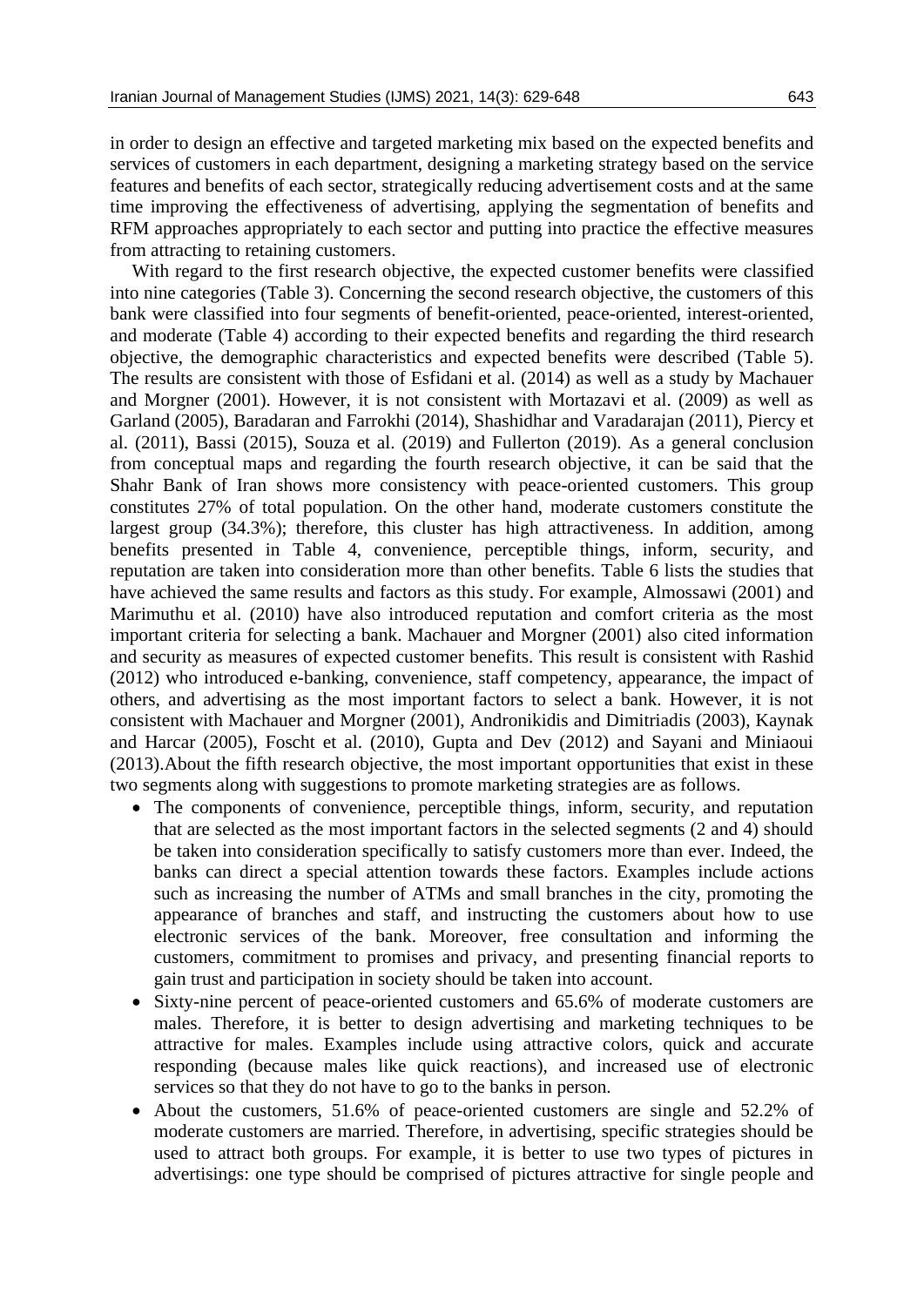in order to design an effective and targeted marketing mix based on the expected benefits and services of customers in each department, designing a marketing strategy based on the service features and benefits of each sector, strategically reducing advertisement costs and at the same time improving the effectiveness of advertising, applying the segmentation of benefits and RFM approaches appropriately to each sector and putting into practice the effective measures from attracting to retaining customers.

With regard to the first research objective, the expected customer benefits were classified into nine categories (Table 3). Concerning the second research objective, the customers of this bank were classified into four segments of benefit-oriented, peace-oriented, interest-oriented, and moderate (Table 4) according to their expected benefits and regarding the third research objective, the demographic characteristics and expected benefits were described (Table 5). The results are consistent with those of Esfidani et al. (2014) as well as a study by Machauer and Morgner (2001). However, it is not consistent with Mortazavi et al. (2009) as well as Garland (2005), Baradaran and Farrokhi (2014), Shashidhar and Varadarajan (2011), Piercy et al. (2011), Bassi (2015), Souza et al. (2019) and Fullerton (2019). As a general conclusion from conceptual maps and regarding the fourth research objective, it can be said that the Shahr Bank of Iran shows more consistency with peace-oriented customers. This group constitutes 27% of total population. On the other hand, moderate customers constitute the largest group (34.3%); therefore, this cluster has high attractiveness. In addition, among benefits presented in Table 4, convenience, perceptible things, inform, security, and reputation are taken into consideration more than other benefits. Table 6 lists the studies that have achieved the same results and factors as this study. For example, Almossawi (2001) and Marimuthu et al. (2010) have also introduced reputation and comfort criteria as the most important criteria for selecting a bank. Machauer and Morgner (2001) also cited information and security as measures of expected customer benefits. This result is consistent with Rashid (2012) who introduced e-banking, convenience, staff competency, appearance, the impact of others, and advertising as the most important factors to select a bank. However, it is not consistent with Machauer and Morgner (2001), Andronikidis and Dimitriadis (2003), Kaynak and Harcar (2005), Foscht et al. (2010), Gupta and Dev (2012) and Sayani and Miniaoui (2013).About the fifth research objective, the most important opportunities that exist in these two segments along with suggestions to promote marketing strategies are as follows.

- The components of convenience, perceptible things, inform, security, and reputation that are selected as the most important factors in the selected segments (2 and 4) should be taken into consideration specifically to satisfy customers more than ever. Indeed, the banks can direct a special attention towards these factors. Examples include actions such as increasing the number of ATMs and small branches in the city, promoting the appearance of branches and staff, and instructing the customers about how to use electronic services of the bank. Moreover, free consultation and informing the customers, commitment to promises and privacy, and presenting financial reports to gain trust and participation in society should be taken into account.
- Sixty-nine percent of peace-oriented customers and 65.6% of moderate customers are males. Therefore, it is better to design advertising and marketing techniques to be attractive for males. Examples include using attractive colors, quick and accurate responding (because males like quick reactions), and increased use of electronic services so that they do not have to go to the banks in person.
- About the customers, 51.6% of peace-oriented customers are single and 52.2% of moderate customers are married. Therefore, in advertising, specific strategies should be used to attract both groups. For example, it is better to use two types of pictures in advertisings: one type should be comprised of pictures attractive for single people and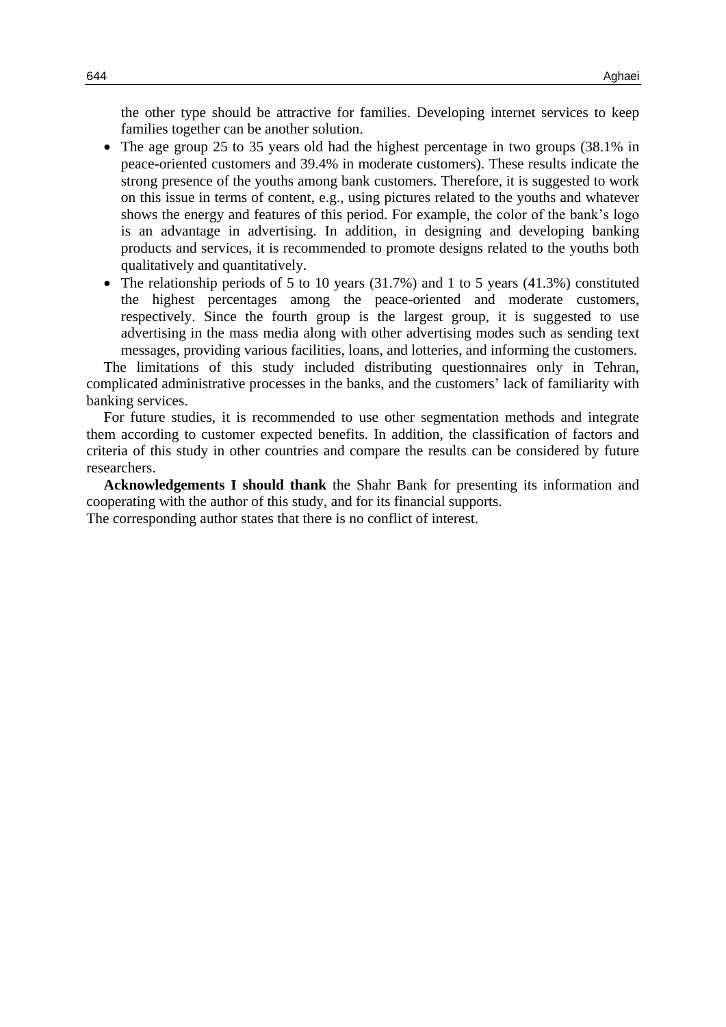the other type should be attractive for families. Developing internet services to keep families together can be another solution.

- The age group 25 to 35 years old had the highest percentage in two groups (38.1% in peace-oriented customers and 39.4% in moderate customers). These results indicate the strong presence of the youths among bank customers. Therefore, it is suggested to work on this issue in terms of content, e.g., using pictures related to the youths and whatever shows the energy and features of this period. For example, the color of the bank's logo is an advantage in advertising. In addition, in designing and developing banking products and services, it is recommended to promote designs related to the youths both qualitatively and quantitatively.
- The relationship periods of 5 to 10 years (31.7%) and 1 to 5 years (41.3%) constituted the highest percentages among the peace-oriented and moderate customers, respectively. Since the fourth group is the largest group, it is suggested to use advertising in the mass media along with other advertising modes such as sending text messages, providing various facilities, loans, and lotteries, and informing the customers.

The limitations of this study included distributing questionnaires only in Tehran, complicated administrative processes in the banks, and the customers' lack of familiarity with banking services.

For future studies, it is recommended to use other segmentation methods and integrate them according to customer expected benefits. In addition, the classification of factors and criteria of this study in other countries and compare the results can be considered by future researchers.

**Acknowledgements I should thank** the Shahr Bank for presenting its information and cooperating with the author of this study, and for its financial supports.

The corresponding author states that there is no conflict of interest.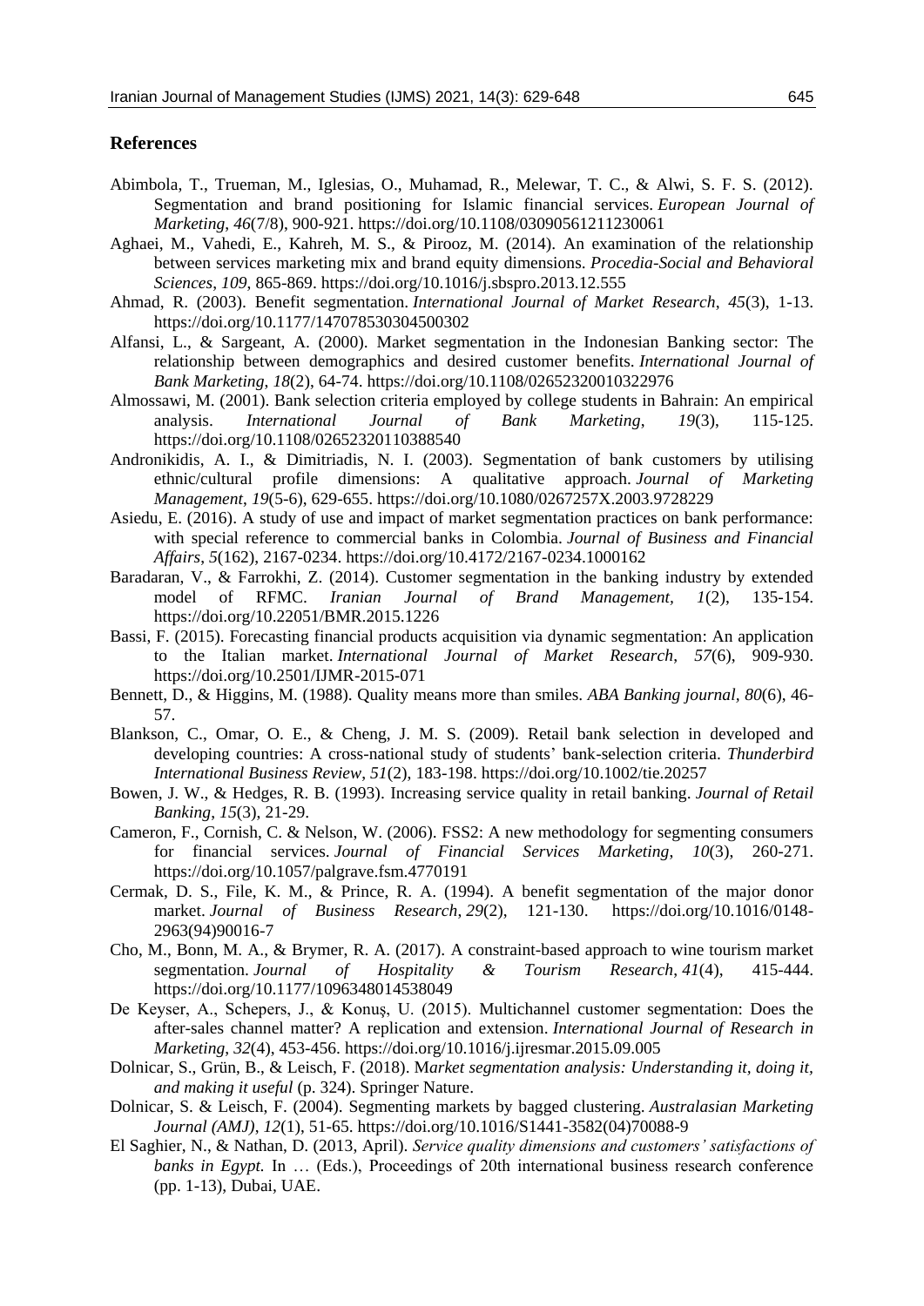## References

Abimbola, T., Trueman, M., Iglesias, O., Muhamad, R., Melewar, T. C., & Alwi, S. F. S. (2012). Segmentation and brand positioning for Islamic financial services. *European Journal of Marketing*, *46*(7/8), 900-921. https://doi.org/10.1108/03090561211230061

Aghaei, M., Vahedi, E., Kahreh, M. S., & Pirooz, M. (2014). An examination of the relationship between services marketing mix and brand equity dimensions. *Procedia-Social and Behavioral Sciences*, *109*, 865-869. https://doi.org/10.1016/j.sbspro.2013.12.555

Ahmad, R. (2003). Benefit segmentation. *International Journal of Market Research*, *45*(3), 1-13. https://doi.org/10.1177/147078530304500302

Alfansi, L., & Sargeant, A. (2000). Market segmentation in the Indonesian Banking sector: The relationship between demographics and desired customer benefits. *International Journal of Bank Marketing*, *18*(2), 64-74. https://doi.org/10.1108/02652320010322976

Almossawi, M. (2001). Bank selection criteria employed by college students in Bahrain: An empirical analysis. *International Journal of Bank Marketing*, *19*(3), 115-125. https://doi.org/10.1108/02652320110388540

Andronikidis, A. I., & Dimitriadis, N. I. (2003). Segmentation of bank customers by utilising ethnic/cultural profile dimensions: A qualitative approach. *Journal of Marketing Management*, *19*(5-6), 629-655. https://doi.org/10.1080/0267257X.2003.9728229

Asiedu, E. (2016). A study of use and impact of market segmentation practices on bank performance: with special reference to commercial banks in Colombia. *Journal of Business and Financial Affairs*, *5*(162), 2167-0234. https://doi.org/10.4172/2167-0234.1000162

Baradaran, V., & Farrokhi, Z. (2014). Customer segmentation in the banking industry by extended model of RFMC. *Iranian Journal of Brand Management, 1*(2), 135-154. https://doi.org/10.22051/BMR.2015.1226

Bassi, F. (2015). Forecasting financial products acquisition via dynamic segmentation: An application to the Italian market. *International Journal of Market Research*, *57*(6), 909-930. https://doi.org/10.2501/IJMR-2015-071

Bennett, D., & Higgins, M. (1988). Quality means more than smiles. *ABA Banking journal*, *80*(6), 46-57.

Blankson, C., Omar, O. E., & Cheng, J. M. S. (2009). Retail bank selection in developed and developing countries: A cross‐national study of students' bank‐selection criteria. *Thunderbird International Business Review*, *51*(2), 183-198. https://doi.org/10.1002/tie.20257

Bowen, J. W., & Hedges, R. B. (1993). Increasing service quality in retail banking. *Journal of Retail Banking*, *15*(3), 21-29.

Cameron, F., Cornish, C. & Nelson, W. (2006). FSS2: A new methodology for segmenting consumers for financial services. *Journal of Financial Services Marketing*, *10*(3), 260-271. https://doi.org/10.1057/palgrave.fsm.4770191

Cermak, D. S., File, K. M., & Prince, R. A. (1994). A benefit segmentation of the major donor market. *Journal of Business Research*, *29*(2), 121-130. https://doi.org/10.1016/0148-2963(94)90016-7

Cho, M., Bonn, M. A., & Brymer, R. A. (2017). A constraint-based approach to wine tourism market segmentation. *Journal of Hospitality & Tourism Research*, *41*(4), 415-444. https://doi.org/10.1177/1096348014538049

De Keyser, A., Schepers, J., & Konuş, U. (2015). Multichannel customer segmentation: Does the after-sales channel matter? A replication and extension. *International Journal of Research in Marketing*, *32*(4), 453-456. https://doi.org/10.1016/j.ijresmar.2015.09.005

Dolnicar, S., Grün, B., & Leisch, F. (2018). M*arket segmentation analysis: Understanding it, doing it, and making it useful* (p. 324). Springer Nature.

Dolnicar, S. & Leisch, F. (2004). Segmenting markets by bagged clustering. *Australasian Marketing Journal (AMJ)*, *12*(1), 51-65. https://doi.org/10.1016/S1441-3582(04)70088-9

El Saghier, N., & Nathan, D. (2013, April). *Service quality dimensions and customers' satisfactions of banks in Egypt.* In … (Eds.), Proceedings of 20th international business research conference (pp. 1-13), Dubai, UAE.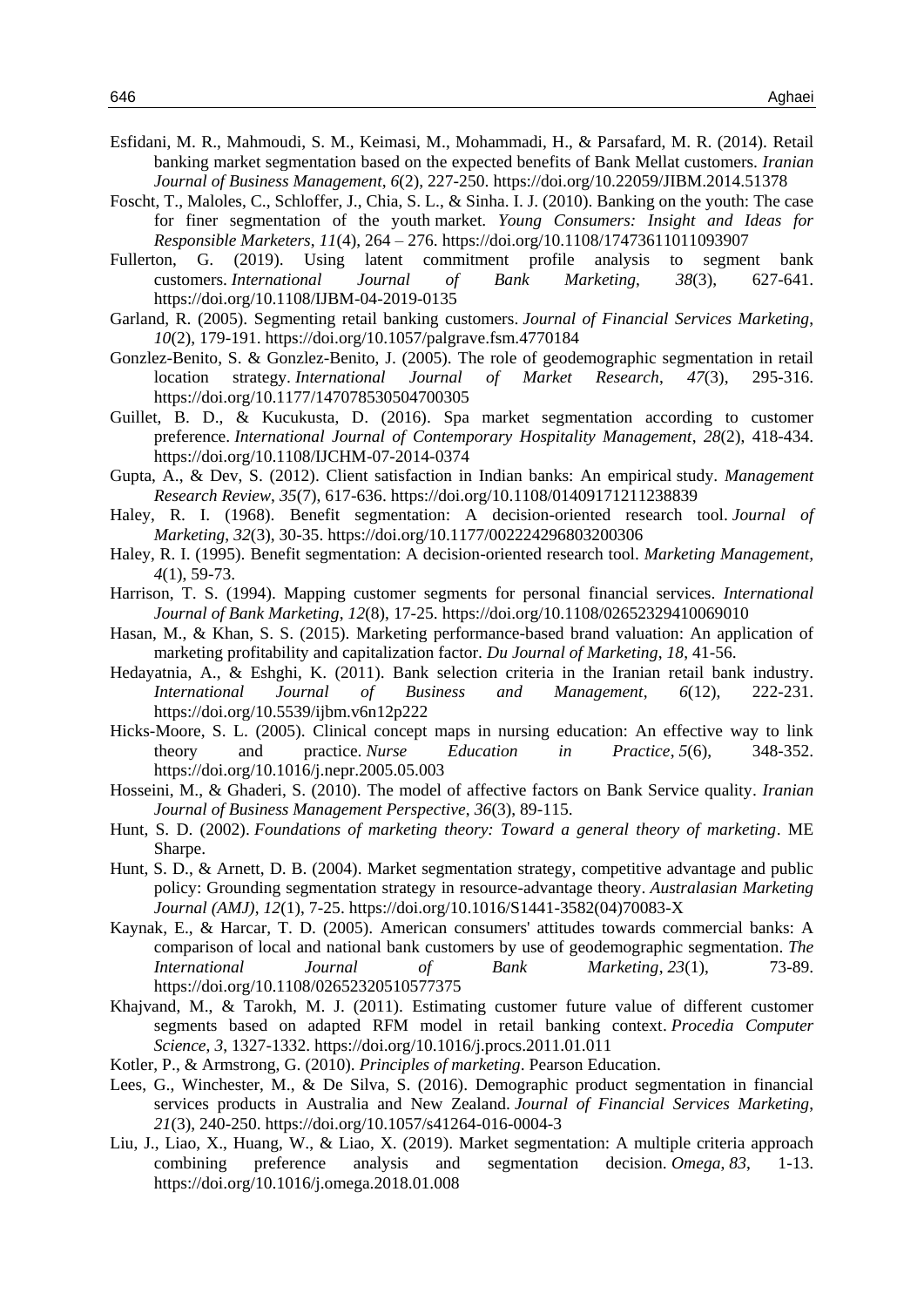Esfidani, M. R., Mahmoudi, S. M., Keimasi, M., Mohammadi, H., & Parsafard, M. R. (2014). Retail banking market segmentation based on the expected benefits of Bank Mellat customers. *Iranian Journal of Business Management*, *6*(2), 227-250. https://doi.org/10.22059/JIBM.2014.51378

Foscht, T., Maloles, C., Schloffer, J., Chia, S. L., & Sinha. I. J. (2010). Banking on the youth: The case for finer segmentation of the youth market. *Young Consumers: Insight and Ideas for Responsible Marketers*, *11*(4), 264 – 276. https://doi.org/10.1108/17473611011093907

Fullerton, G. (2019). Using latent commitment profile analysis to segment bank customers. *International Journal of Bank Marketing*, *38*(3), 627-641. https://doi.org/10.1108/IJBM-04-2019-0135

Garland, R. (2005). Segmenting retail banking customers. *Journal of Financial Services Marketing*, *10*(2), 179-191. https://doi.org/10.1057/palgrave.fsm.4770184

Gonzlez-Benito, S. & Gonzlez-Benito, J. (2005). The role of geodemographic segmentation in retail location strategy. *International Journal of Market Research*, *47*(3), 295-316. https://doi.org/10.1177/147078530504700305

Guillet, B. D., & Kucukusta, D. (2016). Spa market segmentation according to customer preference. *International Journal of Contemporary Hospitality Management*, *28*(2), 418-434. https://doi.org/10.1108/IJCHM-07-2014-0374

Gupta, A., & Dev, S. (2012). Client satisfaction in Indian banks: An empirical study. *Management Research Review*, *35*(7), 617-636. https://doi.org/10.1108/01409171211238839

Haley, R. I. (1968). Benefit segmentation: A decision-oriented research tool. *Journal of Marketing*, *32*(3), 30-35. https://doi.org/10.1177/002224296803200306

Haley, R. I. (1995). Benefit segmentation: A decision-oriented research tool. *Marketing Management*, *4*(1), 59-73.

Harrison, T. S. (1994). Mapping customer segments for personal financial services. *International Journal of Bank Marketing*, *12*(8), 17-25. https://doi.org/10.1108/02652329410069010

Hasan, M., & Khan, S. S. (2015). Marketing performance-based brand valuation: An application of marketing profitability and capitalization factor. *Du Journal of Marketing*, *18*, 41-56.

Hedayatnia, A., & Eshghi, K. (2011). Bank selection criteria in the Iranian retail bank industry. *International Journal of Business and Management*, *6*(12), 222-231. https://doi.org/10.5539/ijbm.v6n12p222

Hicks-Moore, S. L. (2005). Clinical concept maps in nursing education: An effective way to link theory and practice. *Nurse Education in Practice*, *5*(6), 348-352. https://doi.org/10.1016/j.nepr.2005.05.003

Hosseini, M., & Ghaderi, S. (2010). The model of affective factors on Bank Service quality. *Iranian Journal of Business Management Perspective*, *36*(3), 89-115.

Hunt, S. D. (2002). *Foundations of marketing theory: Toward a general theory of marketing*. ME Sharpe.

Hunt, S. D., & Arnett, D. B. (2004). Market segmentation strategy, competitive advantage and public policy: Grounding segmentation strategy in resource-advantage theory. *Australasian Marketing Journal (AMJ)*, *12*(1), 7-25. https://doi.org/10.1016/S1441-3582(04)70083-X

Kaynak, E., & Harcar, T. D. (2005). American consumers' attitudes towards commercial banks: A comparison of local and national bank customers by use of geodemographic segmentation. *The International Journal of Bank Marketing*, *23*(1), 73-89. https://doi.org/10.1108/02652320510577375

Khajvand, M., & Tarokh, M. J. (2011). Estimating customer future value of different customer segments based on adapted RFM model in retail banking context. *Procedia Computer Science*, *3*, 1327-1332. https://doi.org/10.1016/j.procs.2011.01.011

Kotler, P., & Armstrong, G. (2010). *Principles of marketing*. Pearson Education.

Lees, G., Winchester, M., & De Silva, S. (2016). Demographic product segmentation in financial services products in Australia and New Zealand. *Journal of Financial Services Marketing*, *21*(3), 240-250. https://doi.org/10.1057/s41264-016-0004-3

Liu, J., Liao, X., Huang, W., & Liao, X. (2019). Market segmentation: A multiple criteria approach combining preference analysis and segmentation decision. *Omega*, *83*, 1-13. https://doi.org/10.1016/j.omega.2018.01.008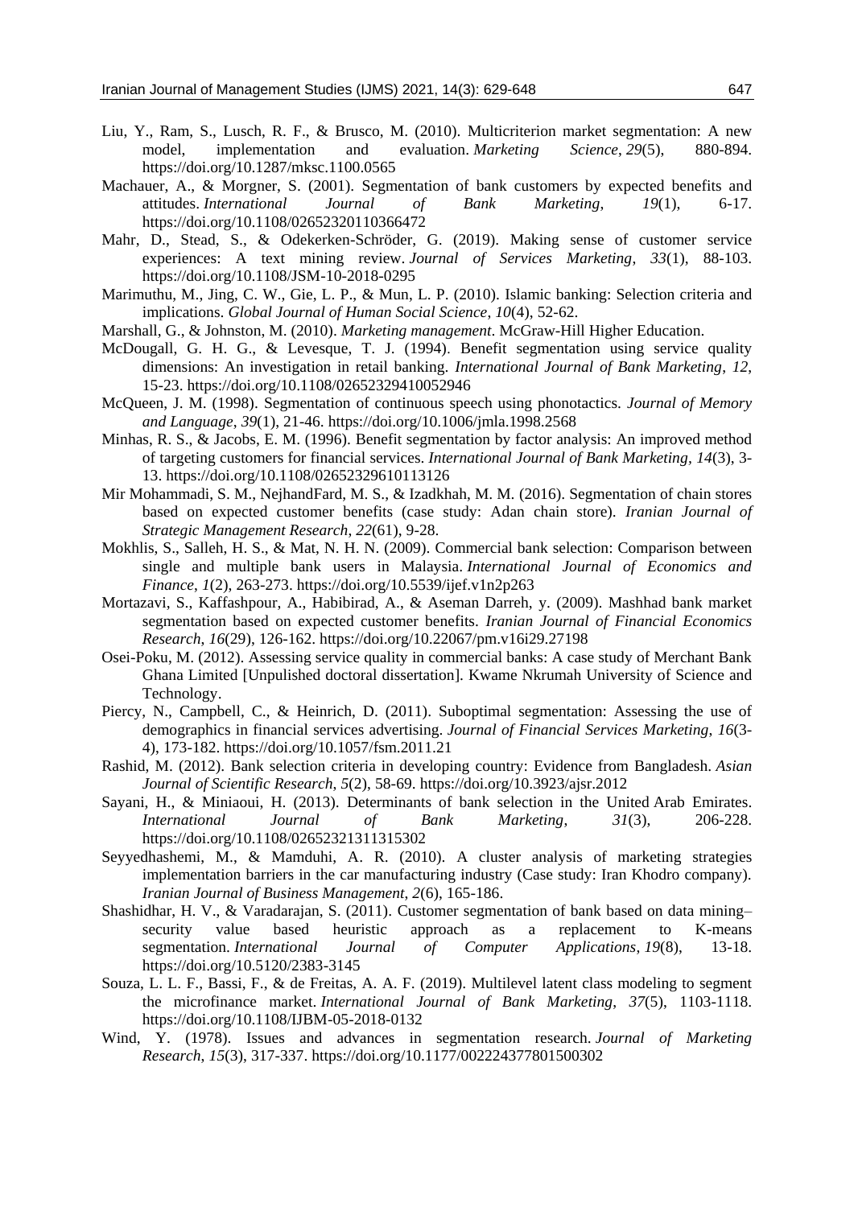Liu, Y., Ram, S., Lusch, R. F., & Brusco, M. (2010). Multicriterion market segmentation: A new model, implementation and evaluation. *Marketing Science*, *29*(5), 880-894. https://doi.org/10.1287/mksc.1100.0565

Machauer, A., & Morgner, S. (2001). Segmentation of bank customers by expected benefits and attitudes. *International Journal of Bank Marketing*, *19*(1), 6-17. https://doi.org/10.1108/02652320110366472

Mahr, D., Stead, S., & Odekerken-Schröder, G. (2019). Making sense of customer service experiences: A text mining review. *Journal of Services Marketing*, *33*(1), 88-103. https://doi.org/10.1108/JSM-10-2018-0295

Marimuthu, M., Jing, C. W., Gie, L. P., & Mun, L. P. (2010). Islamic banking: Selection criteria and implications. *Global Journal of Human Social Science*, *10*(4), 52-62.

Marshall, G., & Johnston, M. (2010). *Marketing management*. McGraw-Hill Higher Education.

McDougall, G. H. G., & Levesque, T. J. (1994). Benefit segmentation using service quality dimensions: An investigation in retail banking. *International Journal of Bank Marketing*, *12*, 15-23. https://doi.org/10.1108/02652329410052946

McQueen, J. M. (1998). Segmentation of continuous speech using phonotactics. *Journal of Memory and Language*, *39*(1), 21-46. https://doi.org/10.1006/jmla.1998.2568

Minhas, R. S., & Jacobs, E. M. (1996). Benefit segmentation by factor analysis: An improved method of targeting customers for financial services. *International Journal of Bank Marketing*, *14*(3), 3-13. https://doi.org/10.1108/02652329610113126

Mir Mohammadi, S. M., NejhandFard, M. S., & Izadkhah, M. M. (2016). Segmentation of chain stores based on expected customer benefits (case study: Adan chain store). *Iranian Journal of Strategic Management Research*, *22*(61), 9-28.

Mokhlis, S., Salleh, H. S., & Mat, N. H. N. (2009). Commercial bank selection: Comparison between single and multiple bank users in Malaysia. *International Journal of Economics and Finance*, *1*(2), 263-273. https://doi.org/10.5539/ijef.v1n2p263

Mortazavi, S., Kaffashpour, A., Habibirad, A., & Aseman Darreh, y. (2009). Mashhad bank market segmentation based on expected customer benefits. *Iranian Journal of Financial Economics Research*, *16*(29), 126-162. https://doi.org/10.22067/pm.v16i29.27198

Osei-Poku, M. (2012). Assessing service quality in commercial banks: A case study of Merchant Bank Ghana Limited [Unpulished doctoral dissertation]. Kwame Nkrumah University of Science and Technology.

Piercy, N., Campbell, C., & Heinrich, D. (2011). Suboptimal segmentation: Assessing the use of demographics in financial services advertising. *Journal of Financial Services Marketing*, *16*(3-4), 173-182. https://doi.org/10.1057/fsm.2011.21

Rashid, M. (2012). Bank selection criteria in developing country: Evidence from Bangladesh. *Asian Journal of Scientific Research*, *5*(2), 58-69. https://doi.org/10.3923/ajsr.2012

Sayani, H., & Miniaoui, H. (2013). Determinants of bank selection in the United Arab Emirates. *International Journal of Bank Marketing*, *31*(3), 206-228. https://doi.org/10.1108/02652321311315302

Seyyedhashemi, M., & Mamduhi, A. R. (2010). A cluster analysis of marketing strategies implementation barriers in the car manufacturing industry (Case study: Iran Khodro company). *Iranian Journal of Business Management*, *2*(6), 165-186.

Shashidhar, H. V., & Varadarajan, S. (2011). Customer segmentation of bank based on data mining–security value based heuristic approach as a replacement to K-means segmentation. *International Journal of Computer Applications*, *19*(8), 13-18. https://doi.org/10.5120/2383-3145

Souza, L. L. F., Bassi, F., & de Freitas, A. A. F. (2019). Multilevel latent class modeling to segment the microfinance market. *International Journal of Bank Marketing*, *37*(5), 1103-1118. https://doi.org/10.1108/IJBM-05-2018-0132

Wind, Y. (1978). Issues and advances in segmentation research. *Journal of Marketing Research*, *15*(3), 317-337. https://doi.org/10.1177/002224377801500302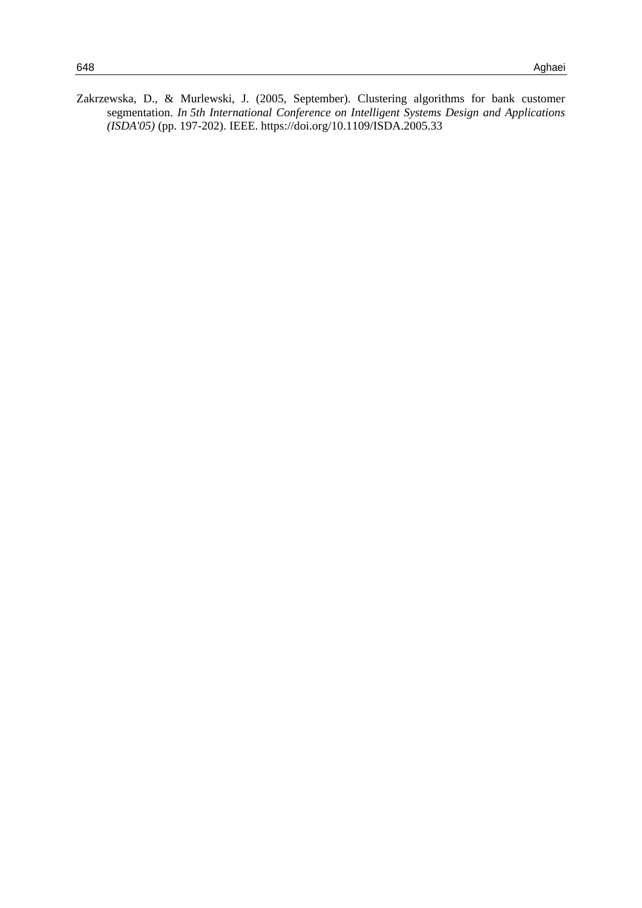Zakrzewska, D., & Murlewski, J. (2005, September). Clustering algorithms for bank customer segmentation. *In 5th International Conference on Intelligent Systems Design and Applications (ISDA'05)* (pp. 197-202). IEEE. https://doi.org/10.1109/ISDA.2005.33